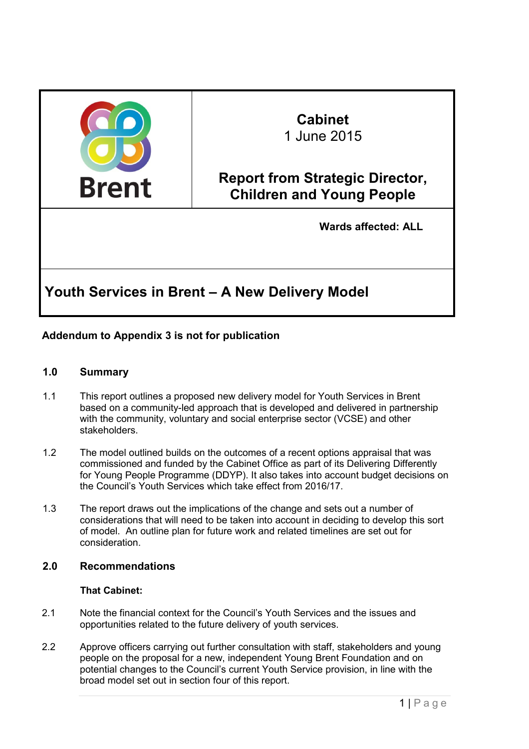| | |
|---|---|
| Brent | **Cabinet**<br>1 June 2015<br><br>**Report from Strategic Director, Children and Young People** |
| | **Wards affected: ALL** |

# Youth Services in Brent – A New Delivery Model

**Addendum to Appendix 3 is not for publication**

## 1.0 Summary

1.1 This report outlines a proposed new delivery model for Youth Services in Brent based on a community-led approach that is developed and delivered in partnership with the community, voluntary and social enterprise sector (VCSE) and other stakeholders.

1.2 The model outlined builds on the outcomes of a recent options appraisal that was commissioned and funded by the Cabinet Office as part of its Delivering Differently for Young People Programme (DDYP). It also takes into account budget decisions on the Council's Youth Services which take effect from 2016/17.

1.3 The report draws out the implications of the change and sets out a number of considerations that will need to be taken into account in deciding to develop this sort of model. An outline plan for future work and related timelines are set out for consideration.

## 2.0 Recommendations

**That Cabinet:**

2.1 Note the financial context for the Council's Youth Services and the issues and opportunities related to the future delivery of youth services.

2.2 Approve officers carrying out further consultation with staff, stakeholders and young people on the proposal for a new, independent Young Brent Foundation and on potential changes to the Council's current Youth Service provision, in line with the broad model set out in section four of this report.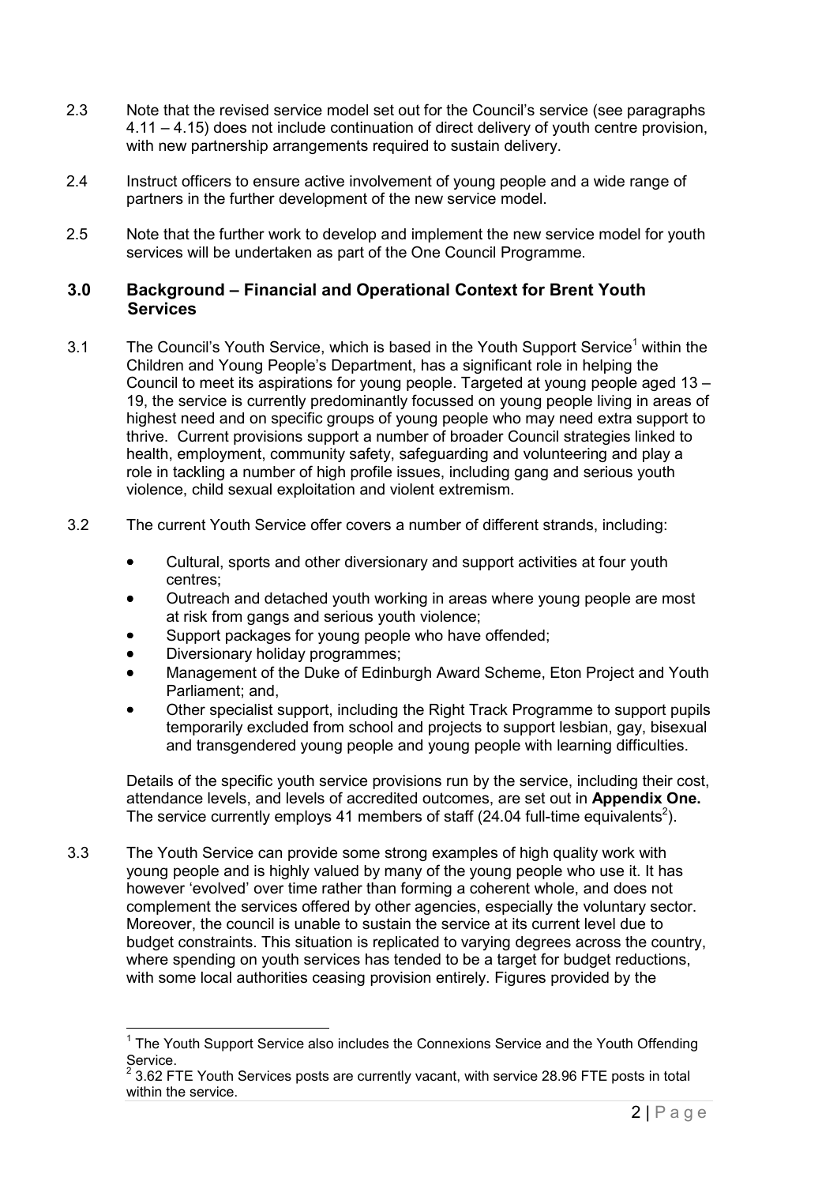2.3 Note that the revised service model set out for the Council's service (see paragraphs 4.11 – 4.15) does not include continuation of direct delivery of youth centre provision, with new partnership arrangements required to sustain delivery.

2.4 Instruct officers to ensure active involvement of young people and a wide range of partners in the further development of the new service model.

2.5 Note that the further work to develop and implement the new service model for youth services will be undertaken as part of the One Council Programme.

## 3.0 Background – Financial and Operational Context for Brent Youth Services

3.1 The Council's Youth Service, which is based in the Youth Support Service[1] within the Children and Young People's Department, has a significant role in helping the Council to meet its aspirations for young people. Targeted at young people aged 13 – 19, the service is currently predominantly focussed on young people living in areas of highest need and on specific groups of young people who may need extra support to thrive. Current provisions support a number of broader Council strategies linked to health, employment, community safety, safeguarding and volunteering and play a role in tackling a number of high profile issues, including gang and serious youth violence, child sexual exploitation and violent extremism.

3.2 The current Youth Service offer covers a number of different strands, including:

- Cultural, sports and other diversionary and support activities at four youth centres;
- Outreach and detached youth working in areas where young people are most at risk from gangs and serious youth violence;
- Support packages for young people who have offended;
- Diversionary holiday programmes;
- Management of the Duke of Edinburgh Award Scheme, Eton Project and Youth Parliament; and,
- Other specialist support, including the Right Track Programme to support pupils temporarily excluded from school and projects to support lesbian, gay, bisexual and transgendered young people and young people with learning difficulties.

Details of the specific youth service provisions run by the service, including their cost, attendance levels, and levels of accredited outcomes, are set out in **Appendix One.** The service currently employs 41 members of staff (24.04 full-time equivalents[2]).

3.3 The Youth Service can provide some strong examples of high quality work with young people and is highly valued by many of the young people who use it. It has however 'evolved' over time rather than forming a coherent whole, and does not complement the services offered by other agencies, especially the voluntary sector. Moreover, the council is unable to sustain the service at its current level due to budget constraints. This situation is replicated to varying degrees across the country, where spending on youth services has tended to be a target for budget reductions, with some local authorities ceasing provision entirely. Figures provided by the

---

[1] The Youth Support Service also includes the Connexions Service and the Youth Offending Service.

[2] 3.62 FTE Youth Services posts are currently vacant, with service 28.96 FTE posts in total within the service.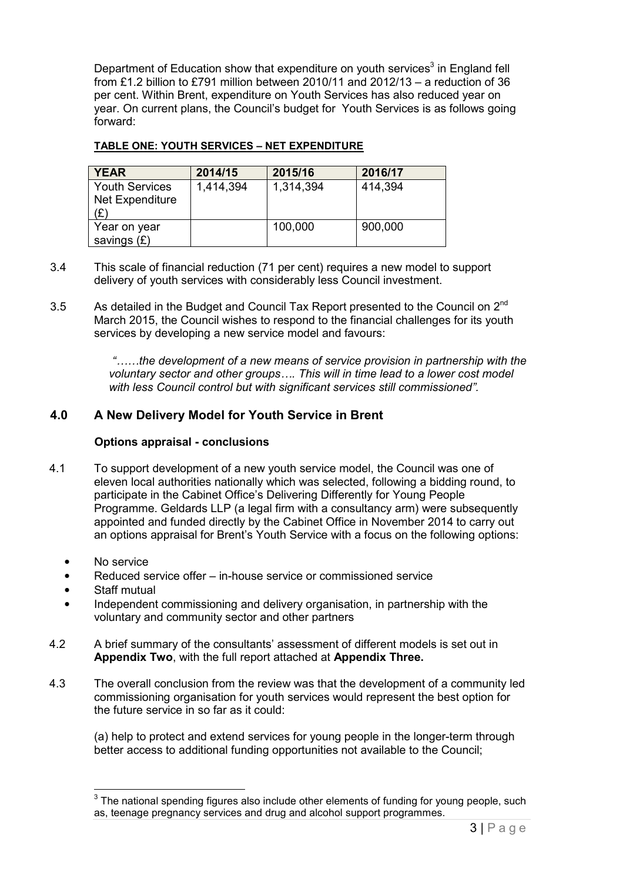Department of Education show that expenditure on youth services[3] in England fell from £1.2 billion to £791 million between 2010/11 and 2012/13 – a reduction of 36 per cent. Within Brent, expenditure on Youth Services has also reduced year on year. On current plans, the Council's budget for Youth Services is as follows going forward:

**TABLE ONE: YOUTH SERVICES – NET EXPENDITURE**

| YEAR | 2014/15 | 2015/16 | 2016/17 |
|---|---|---|---|
| Youth Services Net Expenditure (£) | 1,414,394 | 1,314,394 | 414,394 |
| Year on year savings (£) | | 100,000 | 900,000 |

3.4 This scale of financial reduction (71 per cent) requires a new model to support delivery of youth services with considerably less Council investment.

3.5 As detailed in the Budget and Council Tax Report presented to the Council on 2nd March 2015, the Council wishes to respond to the financial challenges for its youth services by developing a new service model and favours:

> *"……the development of a new means of service provision in partnership with the voluntary sector and other groups…. This will in time lead to a lower cost model with less Council control but with significant services still commissioned".*

## 4.0 A New Delivery Model for Youth Service in Brent

**Options appraisal - conclusions**

4.1 To support development of a new youth service model, the Council was one of eleven local authorities nationally which was selected, following a bidding round, to participate in the Cabinet Office's Delivering Differently for Young People Programme. Geldards LLP (a legal firm with a consultancy arm) were subsequently appointed and funded directly by the Cabinet Office in November 2014 to carry out an options appraisal for Brent's Youth Service with a focus on the following options:

- No service
- Reduced service offer – in-house service or commissioned service
- Staff mutual
- Independent commissioning and delivery organisation, in partnership with the voluntary and community sector and other partners

4.2 A brief summary of the consultants' assessment of different models is set out in **Appendix Two**, with the full report attached at **Appendix Three.**

4.3 The overall conclusion from the review was that the development of a community led commissioning organisation for youth services would represent the best option for the future service in so far as it could:

(a) help to protect and extend services for young people in the longer-term through better access to additional funding opportunities not available to the Council;

[3] The national spending figures also include other elements of funding for young people, such as, teenage pregnancy services and drug and alcohol support programmes.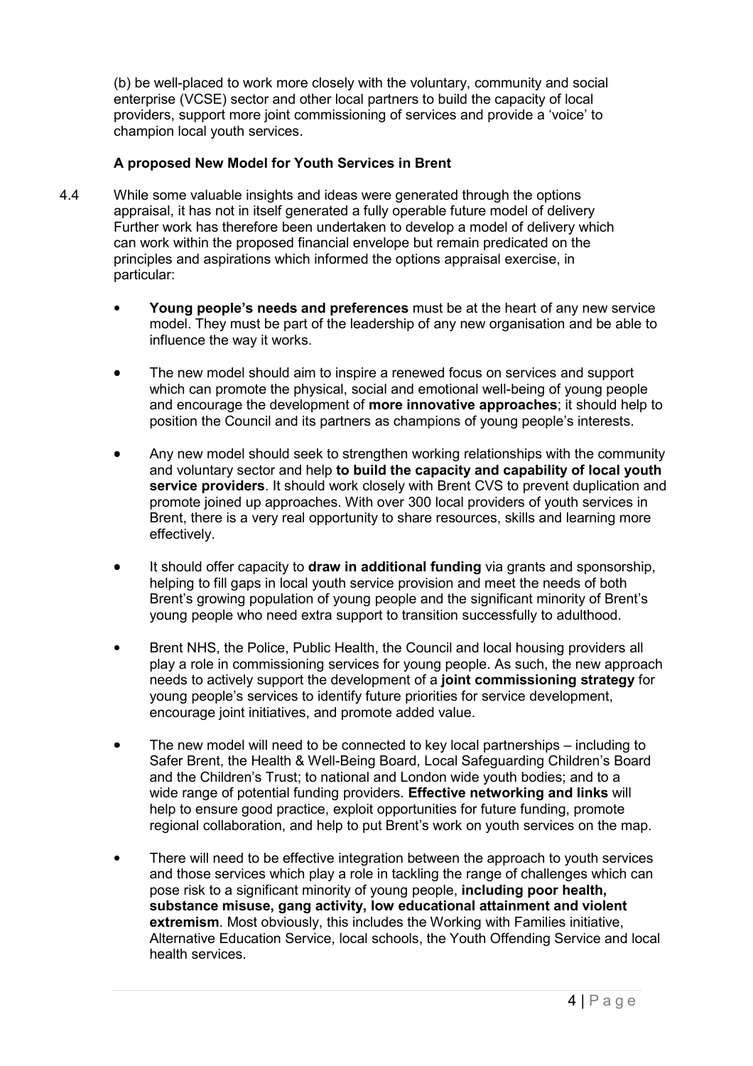(b) be well-placed to work more closely with the voluntary, community and social enterprise (VCSE) sector and other local partners to build the capacity of local providers, support more joint commissioning of services and provide a 'voice' to champion local youth services.

**A proposed New Model for Youth Services in Brent**

4.4 While some valuable insights and ideas were generated through the options appraisal, it has not in itself generated a fully operable future model of delivery Further work has therefore been undertaken to develop a model of delivery which can work within the proposed financial envelope but remain predicated on the principles and aspirations which informed the options appraisal exercise, in particular:

- **Young people's needs and preferences** must be at the heart of any new service model. They must be part of the leadership of any new organisation and be able to influence the way it works.

- The new model should aim to inspire a renewed focus on services and support which can promote the physical, social and emotional well-being of young people and encourage the development of **more innovative approaches**; it should help to position the Council and its partners as champions of young people's interests.

- Any new model should seek to strengthen working relationships with the community and voluntary sector and help **to build the capacity and capability of local youth service providers**. It should work closely with Brent CVS to prevent duplication and promote joined up approaches. With over 300 local providers of youth services in Brent, there is a very real opportunity to share resources, skills and learning more effectively.

- It should offer capacity to **draw in additional funding** via grants and sponsorship, helping to fill gaps in local youth service provision and meet the needs of both Brent's growing population of young people and the significant minority of Brent's young people who need extra support to transition successfully to adulthood.

- Brent NHS, the Police, Public Health, the Council and local housing providers all play a role in commissioning services for young people. As such, the new approach needs to actively support the development of a **joint commissioning strategy** for young people's services to identify future priorities for service development, encourage joint initiatives, and promote added value.

- The new model will need to be connected to key local partnerships – including to Safer Brent, the Health & Well-Being Board, Local Safeguarding Children's Board and the Children's Trust; to national and London wide youth bodies; and to a wide range of potential funding providers. **Effective networking and links** will help to ensure good practice, exploit opportunities for future funding, promote regional collaboration, and help to put Brent's work on youth services on the map.

- There will need to be effective integration between the approach to youth services and those services which play a role in tackling the range of challenges which can pose risk to a significant minority of young people, **including poor health, substance misuse, gang activity, low educational attainment and violent extremism**. Most obviously, this includes the Working with Families initiative, Alternative Education Service, local schools, the Youth Offending Service and local health services.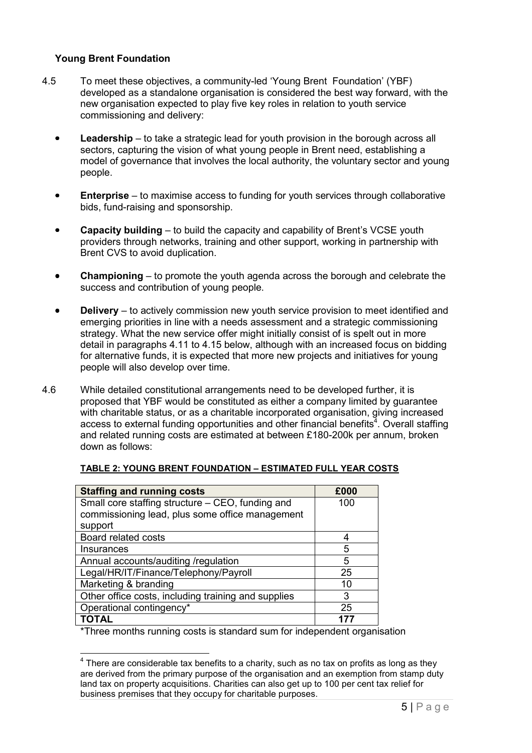### Young Brent Foundation

4.5 To meet these objectives, a community-led 'Young Brent Foundation' (YBF) developed as a standalone organisation is considered the best way forward, with the new organisation expected to play five key roles in relation to youth service commissioning and delivery:

- **Leadership** – to take a strategic lead for youth provision in the borough across all sectors, capturing the vision of what young people in Brent need, establishing a model of governance that involves the local authority, the voluntary sector and young people.
- **Enterprise** – to maximise access to funding for youth services through collaborative bids, fund-raising and sponsorship.
- **Capacity building** – to build the capacity and capability of Brent's VCSE youth providers through networks, training and other support, working in partnership with Brent CVS to avoid duplication.
- **Championing** – to promote the youth agenda across the borough and celebrate the success and contribution of young people.
- **Delivery** – to actively commission new youth service provision to meet identified and emerging priorities in line with a needs assessment and a strategic commissioning strategy. What the new service offer might initially consist of is spelt out in more detail in paragraphs 4.11 to 4.15 below, although with an increased focus on bidding for alternative funds, it is expected that more new projects and initiatives for young people will also develop over time.

4.6 While detailed constitutional arrangements need to be developed further, it is proposed that YBF would be constituted as either a company limited by guarantee with charitable status, or as a charitable incorporated organisation, giving increased access to external funding opportunities and other financial benefits[4]. Overall staffing and related running costs are estimated at between £180-200k per annum, broken down as follows:

**TABLE 2: YOUNG BRENT FOUNDATION – ESTIMATED FULL YEAR COSTS**

| Staffing and running costs | £000 |
|---|---|
| Small core staffing structure – CEO, funding and commissioning lead, plus some office management support | 100 |
| Board related costs | 4 |
| Insurances | 5 |
| Annual accounts/auditing /regulation | 5 |
| Legal/HR/IT/Finance/Telephony/Payroll | 25 |
| Marketing & branding | 10 |
| Other office costs, including training and supplies | 3 |
| Operational contingency* | 25 |
| **TOTAL** | **177** |

*Three months running costs is standard sum for independent organisation

[4] There are considerable tax benefits to a charity, such as no tax on profits as long as they are derived from the primary purpose of the organisation and an exemption from stamp duty land tax on property acquisitions. Charities can also get up to 100 per cent tax relief for business premises that they occupy for charitable purposes.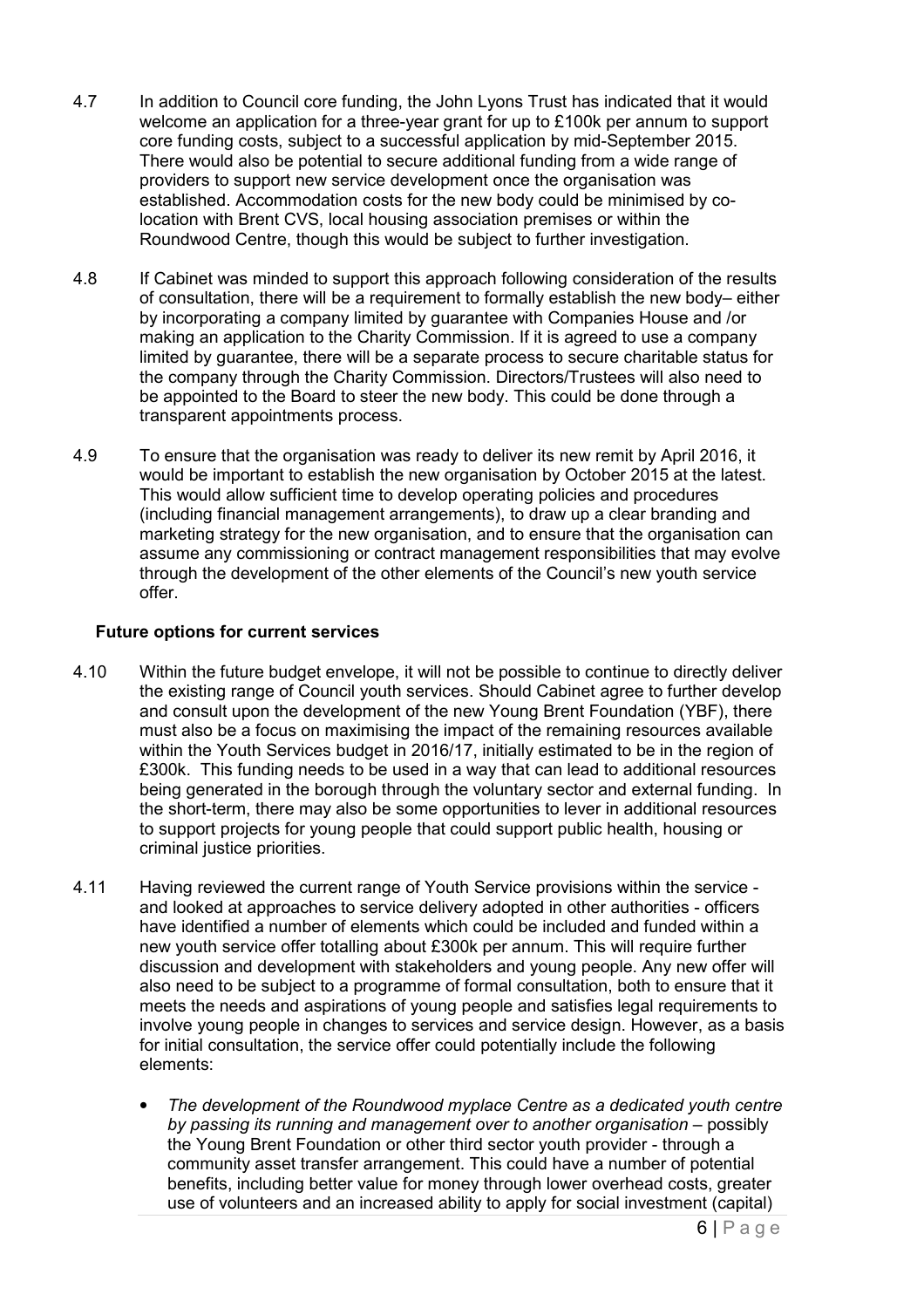4.7 In addition to Council core funding, the John Lyons Trust has indicated that it would welcome an application for a three-year grant for up to £100k per annum to support core funding costs, subject to a successful application by mid-September 2015. There would also be potential to secure additional funding from a wide range of providers to support new service development once the organisation was established. Accommodation costs for the new body could be minimised by co-location with Brent CVS, local housing association premises or within the Roundwood Centre, though this would be subject to further investigation.

4.8 If Cabinet was minded to support this approach following consideration of the results of consultation, there will be a requirement to formally establish the new body– either by incorporating a company limited by guarantee with Companies House and /or making an application to the Charity Commission. If it is agreed to use a company limited by guarantee, there will be a separate process to secure charitable status for the company through the Charity Commission. Directors/Trustees will also need to be appointed to the Board to steer the new body. This could be done through a transparent appointments process.

4.9 To ensure that the organisation was ready to deliver its new remit by April 2016, it would be important to establish the new organisation by October 2015 at the latest. This would allow sufficient time to develop operating policies and procedures (including financial management arrangements), to draw up a clear branding and marketing strategy for the new organisation, and to ensure that the organisation can assume any commissioning or contract management responsibilities that may evolve through the development of the other elements of the Council's new youth service offer.

**Future options for current services**

4.10 Within the future budget envelope, it will not be possible to continue to directly deliver the existing range of Council youth services. Should Cabinet agree to further develop and consult upon the development of the new Young Brent Foundation (YBF), there must also be a focus on maximising the impact of the remaining resources available within the Youth Services budget in 2016/17, initially estimated to be in the region of £300k. This funding needs to be used in a way that can lead to additional resources being generated in the borough through the voluntary sector and external funding. In the short-term, there may also be some opportunities to lever in additional resources to support projects for young people that could support public health, housing or criminal justice priorities.

4.11 Having reviewed the current range of Youth Service provisions within the service - and looked at approaches to service delivery adopted in other authorities - officers have identified a number of elements which could be included and funded within a new youth service offer totalling about £300k per annum. This will require further discussion and development with stakeholders and young people. Any new offer will also need to be subject to a programme of formal consultation, both to ensure that it meets the needs and aspirations of young people and satisfies legal requirements to involve young people in changes to services and service design. However, as a basis for initial consultation, the service offer could potentially include the following elements:

- *The development of the Roundwood myplace Centre as a dedicated youth centre by passing its running and management over to another organisation* – possibly the Young Brent Foundation or other third sector youth provider - through a community asset transfer arrangement. This could have a number of potential benefits, including better value for money through lower overhead costs, greater use of volunteers and an increased ability to apply for social investment (capital)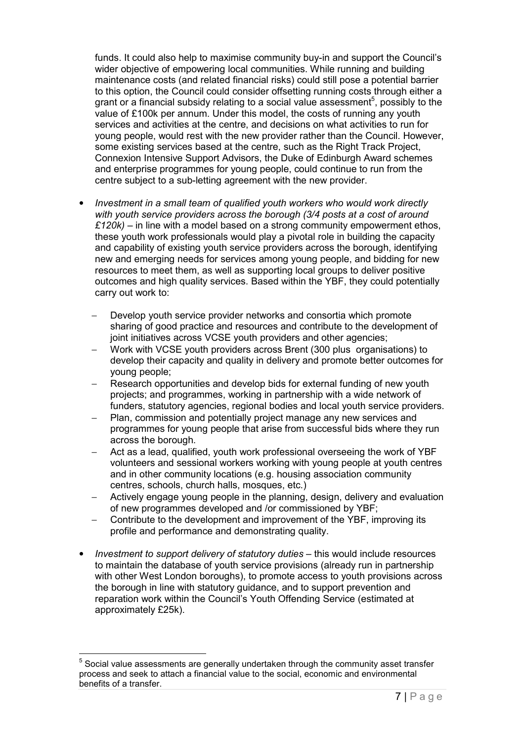funds. It could also help to maximise community buy-in and support the Council's wider objective of empowering local communities. While running and building maintenance costs (and related financial risks) could still pose a potential barrier to this option, the Council could consider offsetting running costs through either a grant or a financial subsidy relating to a social value assessment[5], possibly to the value of £100k per annum. Under this model, the costs of running any youth services and activities at the centre, and decisions on what activities to run for young people, would rest with the new provider rather than the Council. However, some existing services based at the centre, such as the Right Track Project, Connexion Intensive Support Advisors, the Duke of Edinburgh Award schemes and enterprise programmes for young people, could continue to run from the centre subject to a sub-letting agreement with the new provider.

- *Investment in a small team of qualified youth workers who would work directly with youth service providers across the borough (3/4 posts at a cost of around £120k)* – in line with a model based on a strong community empowerment ethos, these youth work professionals would play a pivotal role in building the capacity and capability of existing youth service providers across the borough, identifying new and emerging needs for services among young people, and bidding for new resources to meet them, as well as supporting local groups to deliver positive outcomes and high quality services. Based within the YBF, they could potentially carry out work to:
  - Develop youth service provider networks and consortia which promote sharing of good practice and resources and contribute to the development of joint initiatives across VCSE youth providers and other agencies;
  - Work with VCSE youth providers across Brent (300 plus organisations) to develop their capacity and quality in delivery and promote better outcomes for young people;
  - Research opportunities and develop bids for external funding of new youth projects; and programmes, working in partnership with a wide network of funders, statutory agencies, regional bodies and local youth service providers.
  - Plan, commission and potentially project manage any new services and programmes for young people that arise from successful bids where they run across the borough.
  - Act as a lead, qualified, youth work professional overseeing the work of YBF volunteers and sessional workers working with young people at youth centres and in other community locations (e.g. housing association community centres, schools, church halls, mosques, etc.)
  - Actively engage young people in the planning, design, delivery and evaluation of new programmes developed and /or commissioned by YBF;
  - Contribute to the development and improvement of the YBF, improving its profile and performance and demonstrating quality.

- *Investment to support delivery of statutory duties* – this would include resources to maintain the database of youth service provisions (already run in partnership with other West London boroughs), to promote access to youth provisions across the borough in line with statutory guidance, and to support prevention and reparation work within the Council's Youth Offending Service (estimated at approximately £25k).

[5] Social value assessments are generally undertaken through the community asset transfer process and seek to attach a financial value to the social, economic and environmental benefits of a transfer.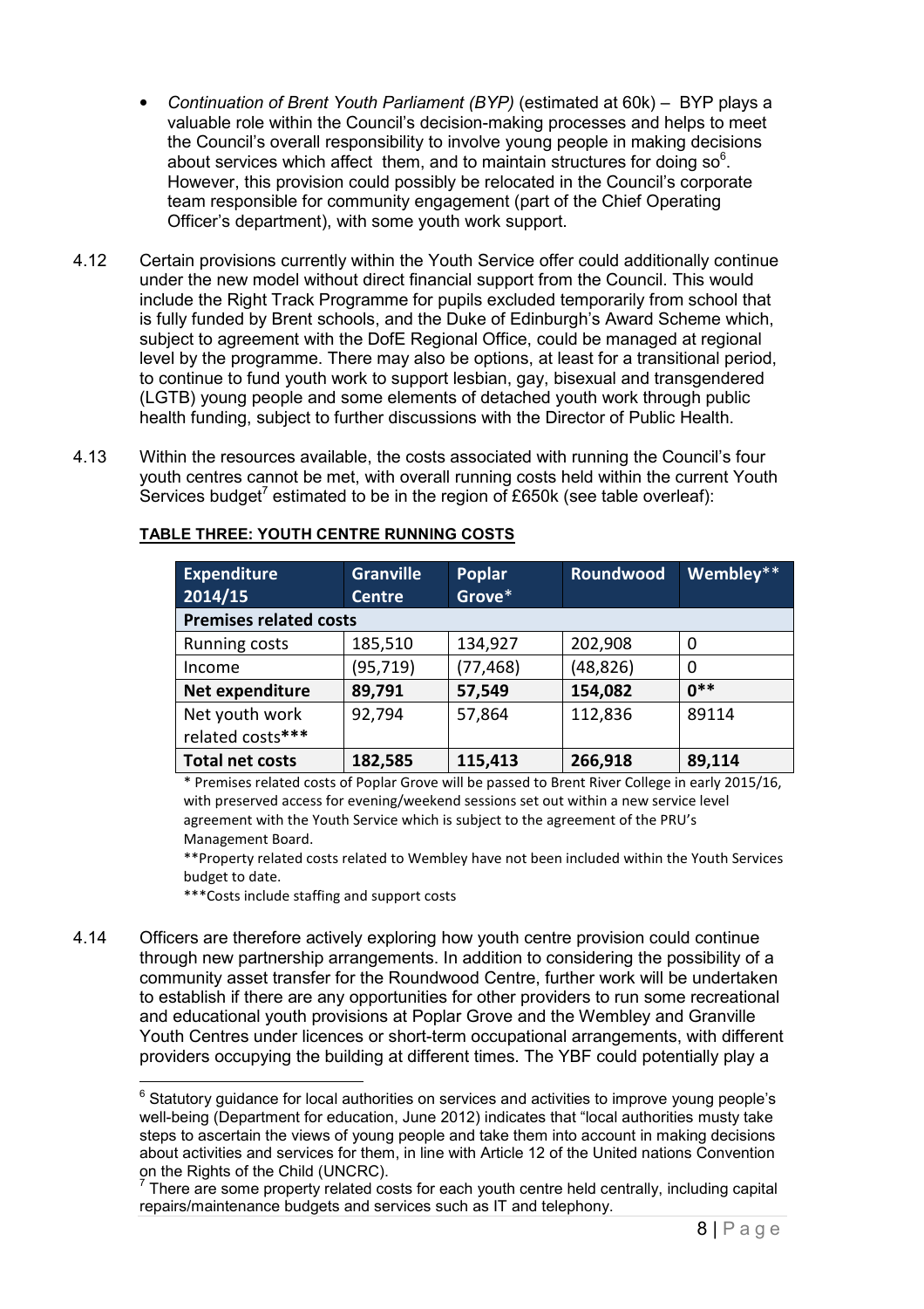- *Continuation of Brent Youth Parliament (BYP)* (estimated at 60k) – BYP plays a valuable role within the Council's decision-making processes and helps to meet the Council's overall responsibility to involve young people in making decisions about services which affect them, and to maintain structures for doing so[6]. However, this provision could possibly be relocated in the Council's corporate team responsible for community engagement (part of the Chief Operating Officer's department), with some youth work support.

4.12 Certain provisions currently within the Youth Service offer could additionally continue under the new model without direct financial support from the Council. This would include the Right Track Programme for pupils excluded temporarily from school that is fully funded by Brent schools, and the Duke of Edinburgh's Award Scheme which, subject to agreement with the DofE Regional Office, could be managed at regional level by the programme. There may also be options, at least for a transitional period, to continue to fund youth work to support lesbian, gay, bisexual and transgendered (LGTB) young people and some elements of detached youth work through public health funding, subject to further discussions with the Director of Public Health.

4.13 Within the resources available, the costs associated with running the Council's four youth centres cannot be met, with overall running costs held within the current Youth Services budget[7] estimated to be in the region of £650k (see table overleaf):

**TABLE THREE: YOUTH CENTRE RUNNING COSTS**

| Expenditure 2014/15 | Granville Centre | Poplar Grove* | Roundwood | Wembley** |
|---|---|---|---|---|
| **Premises related costs** | | | | |
| Running costs | 185,510 | 134,927 | 202,908 | 0 |
| Income | (95,719) | (77,468) | (48,826) | 0 |
| **Net expenditure** | **89,791** | **57,549** | **154,082** | **0**** |
| Net youth work related costs*** | 92,794 | 57,864 | 112,836 | 89114 |
| **Total net costs** | **182,585** | **115,413** | **266,918** | **89,114** |

\* Premises related costs of Poplar Grove will be passed to Brent River College in early 2015/16, with preserved access for evening/weekend sessions set out within a new service level agreement with the Youth Service which is subject to the agreement of the PRU's Management Board.

\*\*Property related costs related to Wembley have not been included within the Youth Services budget to date.

\*\*\*Costs include staffing and support costs

4.14 Officers are therefore actively exploring how youth centre provision could continue through new partnership arrangements. In addition to considering the possibility of a community asset transfer for the Roundwood Centre, further work will be undertaken to establish if there are any opportunities for other providers to run some recreational and educational youth provisions at Poplar Grove and the Wembley and Granville Youth Centres under licences or short-term occupational arrangements, with different providers occupying the building at different times. The YBF could potentially play a

[6] Statutory guidance for local authorities on services and activities to improve young people's well-being (Department for education, June 2012) indicates that "local authorities musty take steps to ascertain the views of young people and take them into account in making decisions about activities and services for them, in line with Article 12 of the United nations Convention on the Rights of the Child (UNCRC).

[7] There are some property related costs for each youth centre held centrally, including capital repairs/maintenance budgets and services such as IT and telephony.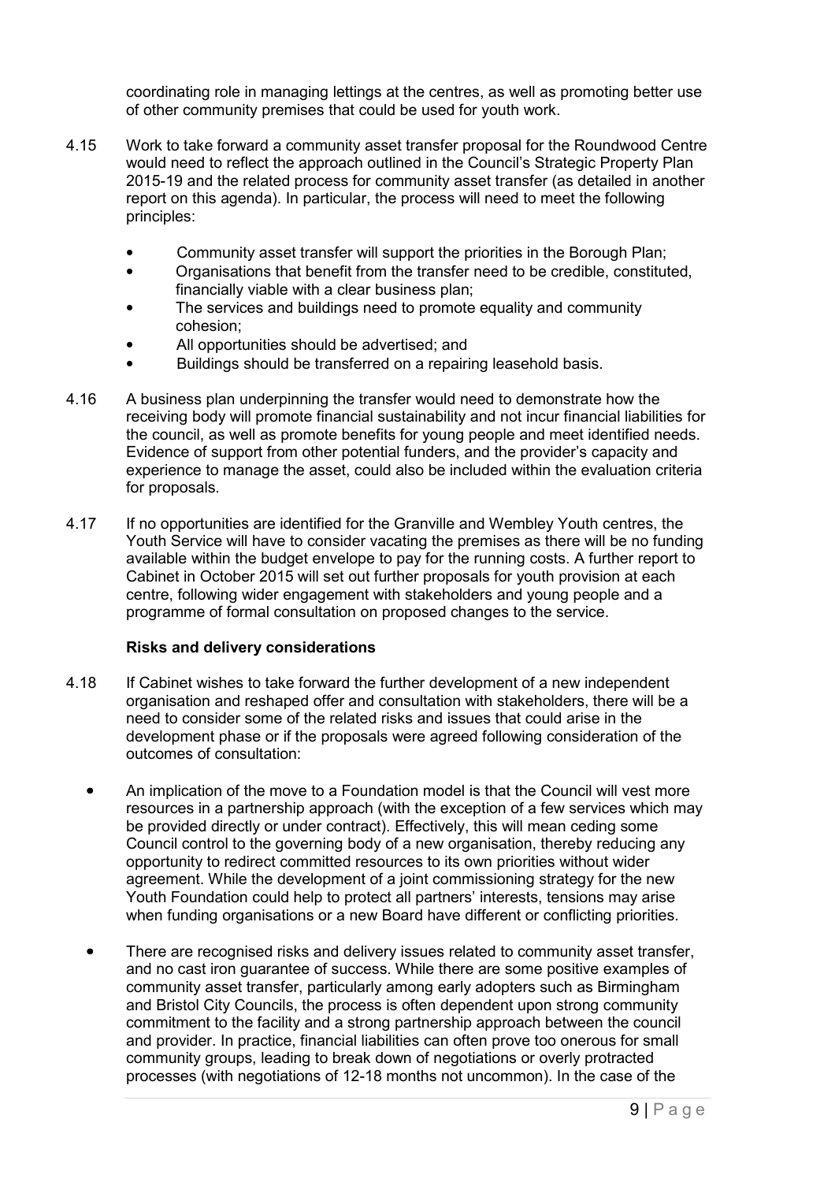coordinating role in managing lettings at the centres, as well as promoting better use of other community premises that could be used for youth work.

4.15 Work to take forward a community asset transfer proposal for the Roundwood Centre would need to reflect the approach outlined in the Council's Strategic Property Plan 2015-19 and the related process for community asset transfer (as detailed in another report on this agenda). In particular, the process will need to meet the following principles:

- Community asset transfer will support the priorities in the Borough Plan;
- Organisations that benefit from the transfer need to be credible, constituted, financially viable with a clear business plan;
- The services and buildings need to promote equality and community cohesion;
- All opportunities should be advertised; and
- Buildings should be transferred on a repairing leasehold basis.

4.16 A business plan underpinning the transfer would need to demonstrate how the receiving body will promote financial sustainability and not incur financial liabilities for the council, as well as promote benefits for young people and meet identified needs. Evidence of support from other potential funders, and the provider's capacity and experience to manage the asset, could also be included within the evaluation criteria for proposals.

4.17 If no opportunities are identified for the Granville and Wembley Youth centres, the Youth Service will have to consider vacating the premises as there will be no funding available within the budget envelope to pay for the running costs. A further report to Cabinet in October 2015 will set out further proposals for youth provision at each centre, following wider engagement with stakeholders and young people and a programme of formal consultation on proposed changes to the service.

**Risks and delivery considerations**

4.18 If Cabinet wishes to take forward the further development of a new independent organisation and reshaped offer and consultation with stakeholders, there will be a need to consider some of the related risks and issues that could arise in the development phase or if the proposals were agreed following consideration of the outcomes of consultation:

- An implication of the move to a Foundation model is that the Council will vest more resources in a partnership approach (with the exception of a few services which may be provided directly or under contract). Effectively, this will mean ceding some Council control to the governing body of a new organisation, thereby reducing any opportunity to redirect committed resources to its own priorities without wider agreement. While the development of a joint commissioning strategy for the new Youth Foundation could help to protect all partners' interests, tensions may arise when funding organisations or a new Board have different or conflicting priorities.

- There are recognised risks and delivery issues related to community asset transfer, and no cast iron guarantee of success. While there are some positive examples of community asset transfer, particularly among early adopters such as Birmingham and Bristol City Councils, the process is often dependent upon strong community commitment to the facility and a strong partnership approach between the council and provider. In practice, financial liabilities can often prove too onerous for small community groups, leading to break down of negotiations or overly protracted processes (with negotiations of 12-18 months not uncommon). In the case of the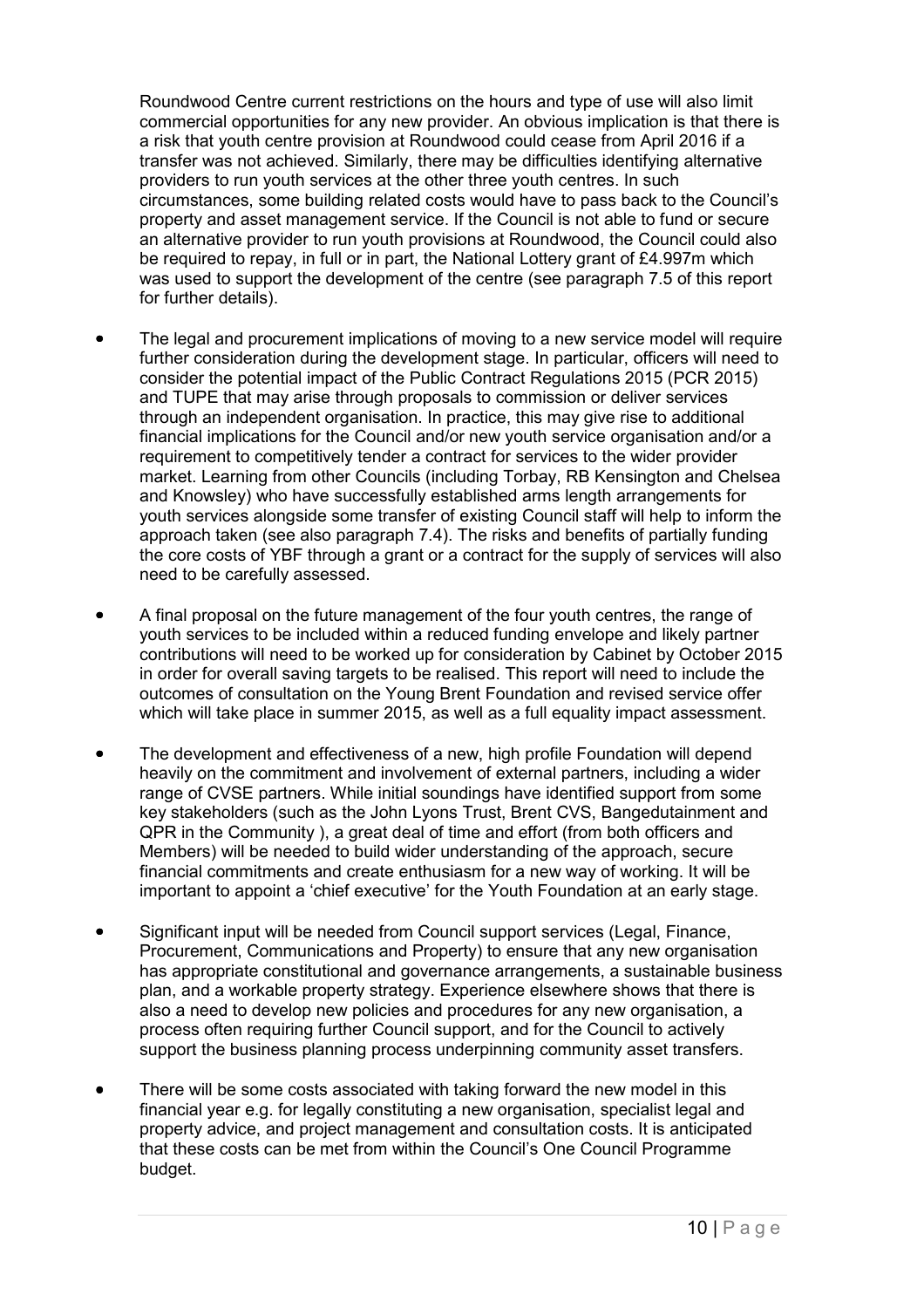Roundwood Centre current restrictions on the hours and type of use will also limit commercial opportunities for any new provider. An obvious implication is that there is a risk that youth centre provision at Roundwood could cease from April 2016 if a transfer was not achieved. Similarly, there may be difficulties identifying alternative providers to run youth services at the other three youth centres. In such circumstances, some building related costs would have to pass back to the Council's property and asset management service. If the Council is not able to fund or secure an alternative provider to run youth provisions at Roundwood, the Council could also be required to repay, in full or in part, the National Lottery grant of £4.997m which was used to support the development of the centre (see paragraph 7.5 of this report for further details).

- The legal and procurement implications of moving to a new service model will require further consideration during the development stage. In particular, officers will need to consider the potential impact of the Public Contract Regulations 2015 (PCR 2015) and TUPE that may arise through proposals to commission or deliver services through an independent organisation. In practice, this may give rise to additional financial implications for the Council and/or new youth service organisation and/or a requirement to competitively tender a contract for services to the wider provider market. Learning from other Councils (including Torbay, RB Kensington and Chelsea and Knowsley) who have successfully established arms length arrangements for youth services alongside some transfer of existing Council staff will help to inform the approach taken (see also paragraph 7.4). The risks and benefits of partially funding the core costs of YBF through a grant or a contract for the supply of services will also need to be carefully assessed.

- A final proposal on the future management of the four youth centres, the range of youth services to be included within a reduced funding envelope and likely partner contributions will need to be worked up for consideration by Cabinet by October 2015 in order for overall saving targets to be realised. This report will need to include the outcomes of consultation on the Young Brent Foundation and revised service offer which will take place in summer 2015, as well as a full equality impact assessment.

- The development and effectiveness of a new, high profile Foundation will depend heavily on the commitment and involvement of external partners, including a wider range of CVSE partners. While initial soundings have identified support from some key stakeholders (such as the John Lyons Trust, Brent CVS, Bangedutainment and QPR in the Community ), a great deal of time and effort (from both officers and Members) will be needed to build wider understanding of the approach, secure financial commitments and create enthusiasm for a new way of working. It will be important to appoint a 'chief executive' for the Youth Foundation at an early stage.

- Significant input will be needed from Council support services (Legal, Finance, Procurement, Communications and Property) to ensure that any new organisation has appropriate constitutional and governance arrangements, a sustainable business plan, and a workable property strategy. Experience elsewhere shows that there is also a need to develop new policies and procedures for any new organisation, a process often requiring further Council support, and for the Council to actively support the business planning process underpinning community asset transfers.

- There will be some costs associated with taking forward the new model in this financial year e.g. for legally constituting a new organisation, specialist legal and property advice, and project management and consultation costs. It is anticipated that these costs can be met from within the Council's One Council Programme budget.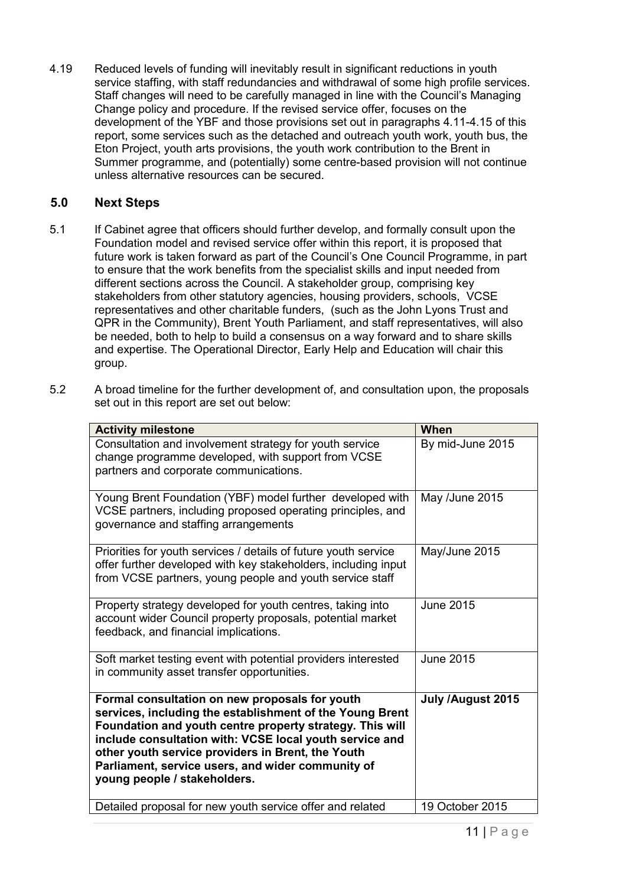4.19 Reduced levels of funding will inevitably result in significant reductions in youth service staffing, with staff redundancies and withdrawal of some high profile services. Staff changes will need to be carefully managed in line with the Council's Managing Change policy and procedure. If the revised service offer, focuses on the development of the YBF and those provisions set out in paragraphs 4.11-4.15 of this report, some services such as the detached and outreach youth work, youth bus, the Eton Project, youth arts provisions, the youth work contribution to the Brent in Summer programme, and (potentially) some centre-based provision will not continue unless alternative resources can be secured.

## 5.0 Next Steps

5.1 If Cabinet agree that officers should further develop, and formally consult upon the Foundation model and revised service offer within this report, it is proposed that future work is taken forward as part of the Council's One Council Programme, in part to ensure that the work benefits from the specialist skills and input needed from different sections across the Council. A stakeholder group, comprising key stakeholders from other statutory agencies, housing providers, schools, VCSE representatives and other charitable funders, (such as the John Lyons Trust and QPR in the Community), Brent Youth Parliament, and staff representatives, will also be needed, both to help to build a consensus on a way forward and to share skills and expertise. The Operational Director, Early Help and Education will chair this group.

5.2 A broad timeline for the further development of, and consultation upon, the proposals set out in this report are set out below:

| Activity milestone | When |
|---|---|
| Consultation and involvement strategy for youth service change programme developed, with support from VCSE partners and corporate communications. | By mid-June 2015 |
| Young Brent Foundation (YBF) model further developed with VCSE partners, including proposed operating principles, and governance and staffing arrangements | May /June 2015 |
| Priorities for youth services / details of future youth service offer further developed with key stakeholders, including input from VCSE partners, young people and youth service staff | May/June 2015 |
| Property strategy developed for youth centres, taking into account wider Council property proposals, potential market feedback, and financial implications. | June 2015 |
| Soft market testing event with potential providers interested in community asset transfer opportunities. | June 2015 |
| **Formal consultation on new proposals for youth services, including the establishment of the Young Brent Foundation and youth centre property strategy. This will include consultation with: VCSE local youth service and other youth service providers in Brent, the Youth Parliament, service users, and wider community of young people / stakeholders.** | **July /August 2015** |
| Detailed proposal for new youth service offer and related | 19 October 2015 |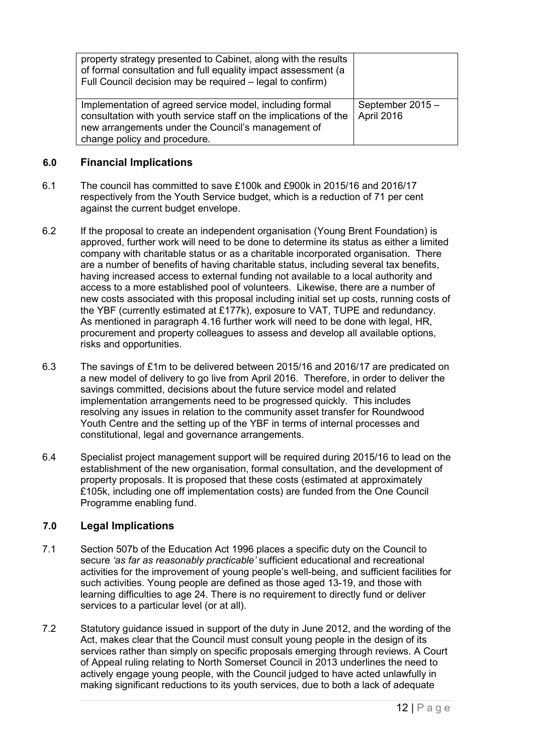| | |
|---|---|
| property strategy presented to Cabinet, along with the results of formal consultation and full equality impact assessment (a Full Council decision may be required – legal to confirm) | |
| Implementation of agreed service model, including formal consultation with youth service staff on the implications of the new arrangements under the Council's management of change policy and procedure. | September 2015 – April 2016 |

## 6.0 Financial Implications

6.1 The council has committed to save £100k and £900k in 2015/16 and 2016/17 respectively from the Youth Service budget, which is a reduction of 71 per cent against the current budget envelope.

6.2 If the proposal to create an independent organisation (Young Brent Foundation) is approved, further work will need to be done to determine its status as either a limited company with charitable status or as a charitable incorporated organisation. There are a number of benefits of having charitable status, including several tax benefits, having increased access to external funding not available to a local authority and access to a more established pool of volunteers. Likewise, there are a number of new costs associated with this proposal including initial set up costs, running costs of the YBF (currently estimated at £177k), exposure to VAT, TUPE and redundancy. As mentioned in paragraph 4.16 further work will need to be done with legal, HR, procurement and property colleagues to assess and develop all available options, risks and opportunities.

6.3 The savings of £1m to be delivered between 2015/16 and 2016/17 are predicated on a new model of delivery to go live from April 2016. Therefore, in order to deliver the savings committed, decisions about the future service model and related implementation arrangements need to be progressed quickly. This includes resolving any issues in relation to the community asset transfer for Roundwood Youth Centre and the setting up of the YBF in terms of internal processes and constitutional, legal and governance arrangements.

6.4 Specialist project management support will be required during 2015/16 to lead on the establishment of the new organisation, formal consultation, and the development of property proposals. It is proposed that these costs (estimated at approximately £105k, including one off implementation costs) are funded from the One Council Programme enabling fund.

## 7.0 Legal Implications

7.1 Section 507b of the Education Act 1996 places a specific duty on the Council to secure *'as far as reasonably practicable'* sufficient educational and recreational activities for the improvement of young people's well-being, and sufficient facilities for such activities. Young people are defined as those aged 13-19, and those with learning difficulties to age 24. There is no requirement to directly fund or deliver services to a particular level (or at all).

7.2 Statutory guidance issued in support of the duty in June 2012, and the wording of the Act, makes clear that the Council must consult young people in the design of its services rather than simply on specific proposals emerging through reviews. A Court of Appeal ruling relating to North Somerset Council in 2013 underlines the need to actively engage young people, with the Council judged to have acted unlawfully in making significant reductions to its youth services, due to both a lack of adequate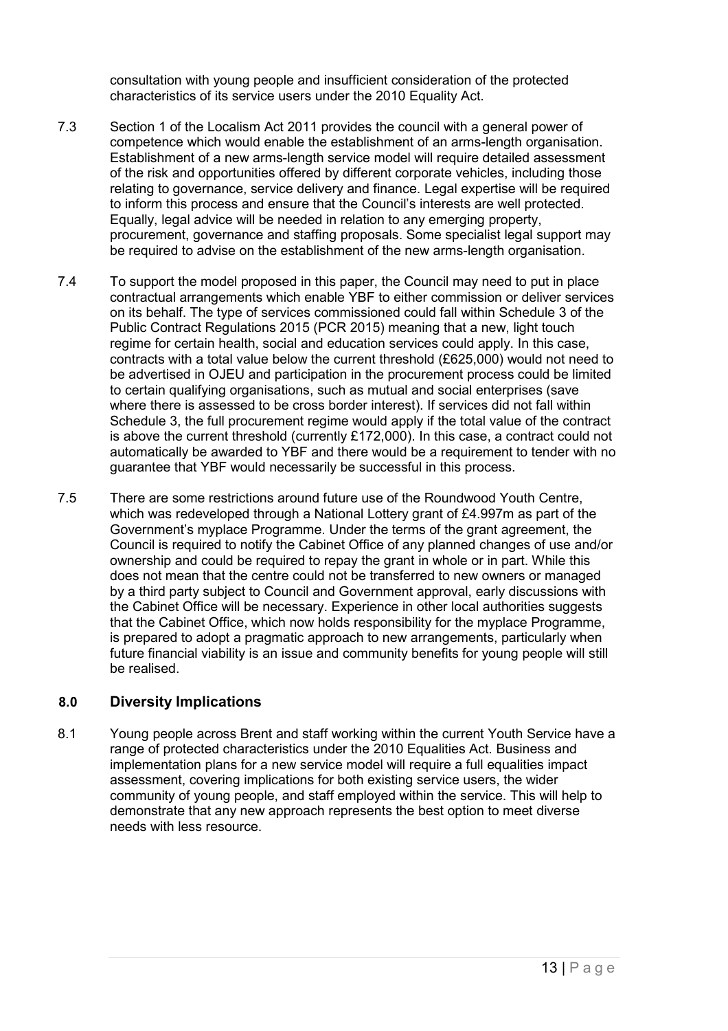consultation with young people and insufficient consideration of the protected characteristics of its service users under the 2010 Equality Act.

7.3 Section 1 of the Localism Act 2011 provides the council with a general power of competence which would enable the establishment of an arms-length organisation. Establishment of a new arms-length service model will require detailed assessment of the risk and opportunities offered by different corporate vehicles, including those relating to governance, service delivery and finance. Legal expertise will be required to inform this process and ensure that the Council's interests are well protected. Equally, legal advice will be needed in relation to any emerging property, procurement, governance and staffing proposals. Some specialist legal support may be required to advise on the establishment of the new arms-length organisation.

7.4 To support the model proposed in this paper, the Council may need to put in place contractual arrangements which enable YBF to either commission or deliver services on its behalf. The type of services commissioned could fall within Schedule 3 of the Public Contract Regulations 2015 (PCR 2015) meaning that a new, light touch regime for certain health, social and education services could apply. In this case, contracts with a total value below the current threshold (£625,000) would not need to be advertised in OJEU and participation in the procurement process could be limited to certain qualifying organisations, such as mutual and social enterprises (save where there is assessed to be cross border interest). If services did not fall within Schedule 3, the full procurement regime would apply if the total value of the contract is above the current threshold (currently £172,000). In this case, a contract could not automatically be awarded to YBF and there would be a requirement to tender with no guarantee that YBF would necessarily be successful in this process.

7.5 There are some restrictions around future use of the Roundwood Youth Centre, which was redeveloped through a National Lottery grant of £4.997m as part of the Government's myplace Programme. Under the terms of the grant agreement, the Council is required to notify the Cabinet Office of any planned changes of use and/or ownership and could be required to repay the grant in whole or in part. While this does not mean that the centre could not be transferred to new owners or managed by a third party subject to Council and Government approval, early discussions with the Cabinet Office will be necessary. Experience in other local authorities suggests that the Cabinet Office, which now holds responsibility for the myplace Programme, is prepared to adopt a pragmatic approach to new arrangements, particularly when future financial viability is an issue and community benefits for young people will still be realised.

## 8.0 Diversity Implications

8.1 Young people across Brent and staff working within the current Youth Service have a range of protected characteristics under the 2010 Equalities Act. Business and implementation plans for a new service model will require a full equalities impact assessment, covering implications for both existing service users, the wider community of young people, and staff employed within the service. This will help to demonstrate that any new approach represents the best option to meet diverse needs with less resource.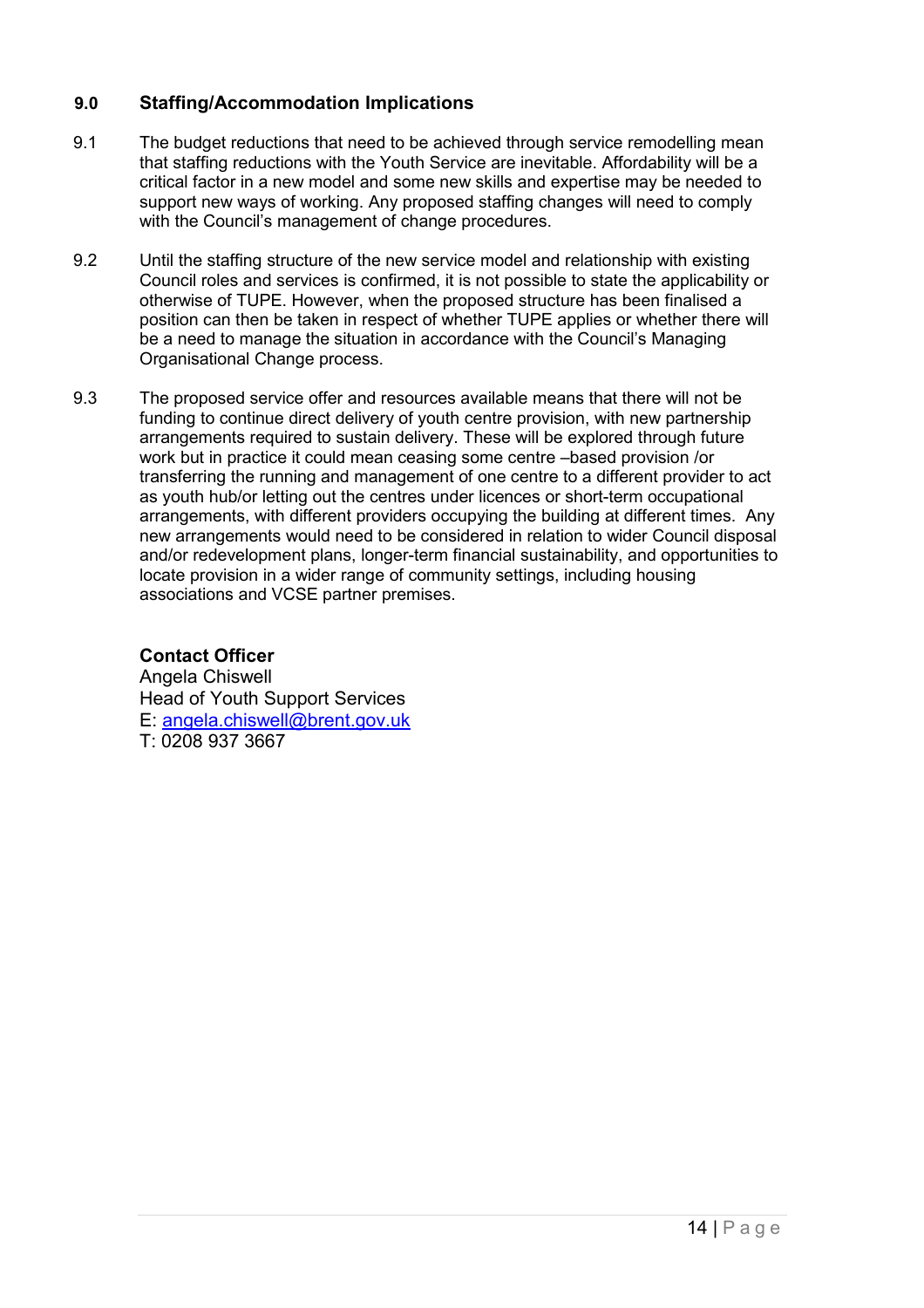## 9.0 Staffing/Accommodation Implications

9.1 The budget reductions that need to be achieved through service remodelling mean that staffing reductions with the Youth Service are inevitable. Affordability will be a critical factor in a new model and some new skills and expertise may be needed to support new ways of working. Any proposed staffing changes will need to comply with the Council's management of change procedures.

9.2 Until the staffing structure of the new service model and relationship with existing Council roles and services is confirmed, it is not possible to state the applicability or otherwise of TUPE. However, when the proposed structure has been finalised a position can then be taken in respect of whether TUPE applies or whether there will be a need to manage the situation in accordance with the Council's Managing Organisational Change process.

9.3 The proposed service offer and resources available means that there will not be funding to continue direct delivery of youth centre provision, with new partnership arrangements required to sustain delivery. These will be explored through future work but in practice it could mean ceasing some centre –based provision /or transferring the running and management of one centre to a different provider to act as youth hub/or letting out the centres under licences or short-term occupational arrangements, with different providers occupying the building at different times. Any new arrangements would need to be considered in relation to wider Council disposal and/or redevelopment plans, longer-term financial sustainability, and opportunities to locate provision in a wider range of community settings, including housing associations and VCSE partner premises.

**Contact Officer**
Angela Chiswell
Head of Youth Support Services
E: angela.chiswell@brent.gov.uk
T: 0208 937 3667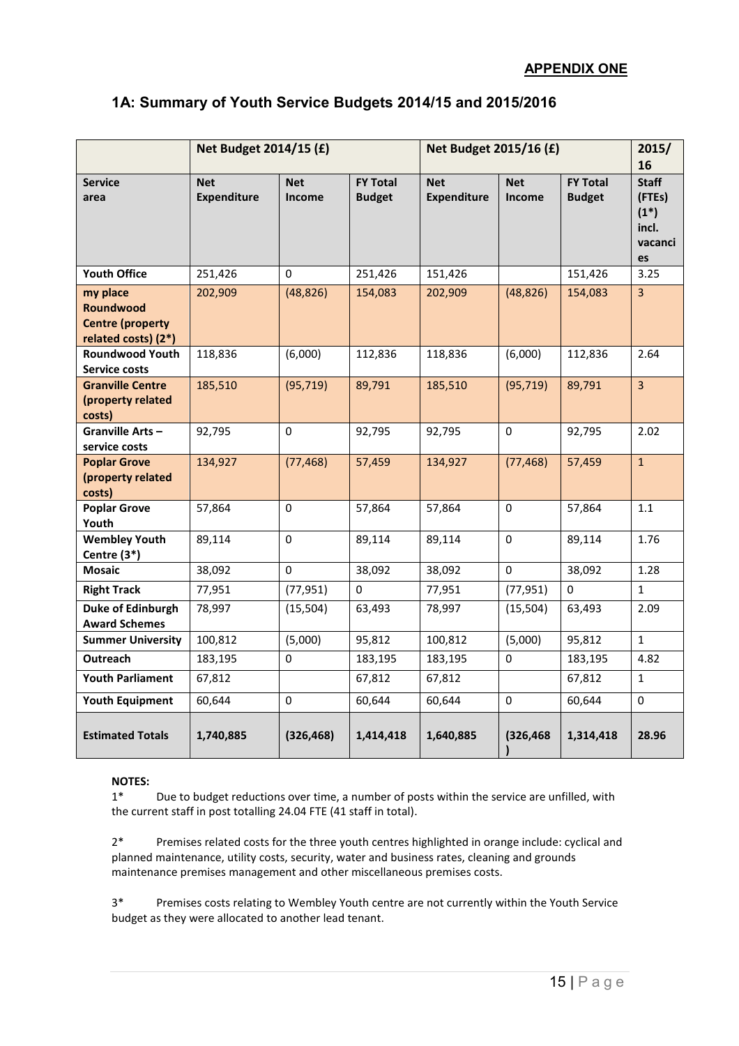**APPENDIX ONE**

## 1A: Summary of Youth Service Budgets 2014/15 and 2015/2016

| | Net Budget 2014/15 (£) | | | Net Budget 2015/16 (£) | | | 2015/16 |
|---|---|---|---|---|---|---|---|
| **Service area** | **Net Expenditure** | **Net Income** | **FY Total Budget** | **Net Expenditure** | **Net Income** | **FY Total Budget** | **Staff (FTEs) (1*) incl. vacancies** |
| **Youth Office** | 251,426 | 0 | 251,426 | 151,426 | | 151,426 | 3.25 |
| **my place Roundwood Centre (property related costs) (2*)** | 202,909 | (48,826) | 154,083 | 202,909 | (48,826) | 154,083 | 3 |
| **Roundwood Youth Service costs** | 118,836 | (6,000) | 112,836 | 118,836 | (6,000) | 112,836 | 2.64 |
| **Granville Centre (property related costs)** | 185,510 | (95,719) | 89,791 | 185,510 | (95,719) | 89,791 | 3 |
| **Granville Arts – service costs** | 92,795 | 0 | 92,795 | 92,795 | 0 | 92,795 | 2.02 |
| **Poplar Grove (property related costs)** | 134,927 | (77,468) | 57,459 | 134,927 | (77,468) | 57,459 | 1 |
| **Poplar Grove Youth** | 57,864 | 0 | 57,864 | 57,864 | 0 | 57,864 | 1.1 |
| **Wembley Youth Centre (3*)** | 89,114 | 0 | 89,114 | 89,114 | 0 | 89,114 | 1.76 |
| **Mosaic** | 38,092 | 0 | 38,092 | 38,092 | 0 | 38,092 | 1.28 |
| **Right Track** | 77,951 | (77,951) | 0 | 77,951 | (77,951) | 0 | 1 |
| **Duke of Edinburgh Award Schemes** | 78,997 | (15,504) | 63,493 | 78,997 | (15,504) | 63,493 | 2.09 |
| **Summer University** | 100,812 | (5,000) | 95,812 | 100,812 | (5,000) | 95,812 | 1 |
| **Outreach** | 183,195 | 0 | 183,195 | 183,195 | 0 | 183,195 | 4.82 |
| **Youth Parliament** | 67,812 | | 67,812 | 67,812 | | 67,812 | 1 |
| **Youth Equipment** | 60,644 | 0 | 60,644 | 60,644 | 0 | 60,644 | 0 |
| **Estimated Totals** | **1,740,885** | **(326,468)** | **1,414,418** | **1,640,885** | **(326,468)** | **1,314,418** | **28.96** |

**NOTES:**

1* Due to budget reductions over time, a number of posts within the service are unfilled, with the current staff in post totalling 24.04 FTE (41 staff in total).

2* Premises related costs for the three youth centres highlighted in orange include: cyclical and planned maintenance, utility costs, security, water and business rates, cleaning and grounds maintenance premises management and other miscellaneous premises costs.

3* Premises costs relating to Wembley Youth centre are not currently within the Youth Service budget as they were allocated to another lead tenant.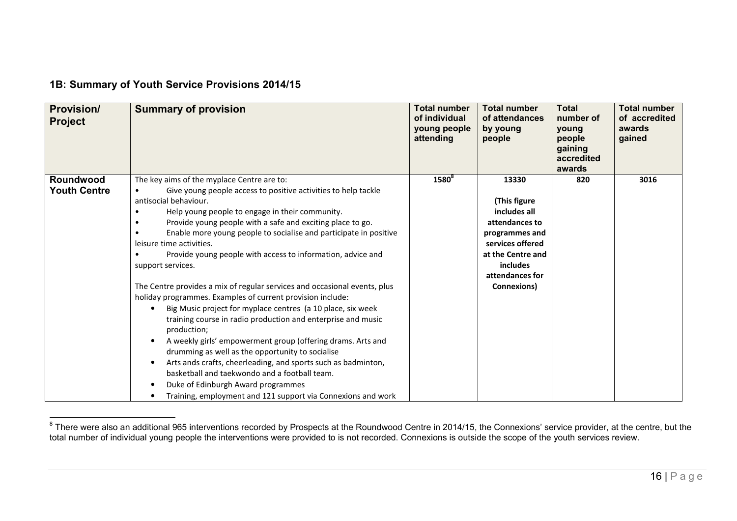### 1B: Summary of Youth Service Provisions 2014/15

| Provision/ Project | Summary of provision | Total number of individual young people attending | Total number of attendances by young people | Total number of young people gaining accredited awards | Total number of accredited awards gained |
|---|---|---|---|---|---|
| **Roundwood Youth Centre** | The key aims of the myplace Centre are to:<br>• Give young people access to positive activities to help tackle antisocial behaviour.<br>• Help young people to engage in their community.<br>• Provide young people with a safe and exciting place to go.<br>• Enable more young people to socialise and participate in positive leisure time activities.<br>• Provide young people with access to information, advice and support services.<br><br>The Centre provides a mix of regular services and occasional events, plus holiday programmes. Examples of current provision include:<br>• Big Music project for myplace centres (a 10 place, six week training course in radio production and enterprise and music production;<br>• A weekly girls' empowerment group (offering drams. Arts and drumming as well as the opportunity to socialise<br>• Arts ands crafts, cheerleading, and sports such as badminton, basketball and taekwondo and a football team.<br>• Duke of Edinburgh Award programmes<br>• Training, employment and 121 support via Connexions and work | **1580**[8] | **13330**<br><br>**(This figure includes all attendances to programmes and services offered at the Centre and includes attendances for Connexions)** | **820** | **3016** |

[8] There were also an additional 965 interventions recorded by Prospects at the Roundwood Centre in 2014/15, the Connexions' service provider, at the centre, but the total number of individual young people the interventions were provided to is not recorded. Connexions is outside the scope of the youth services review.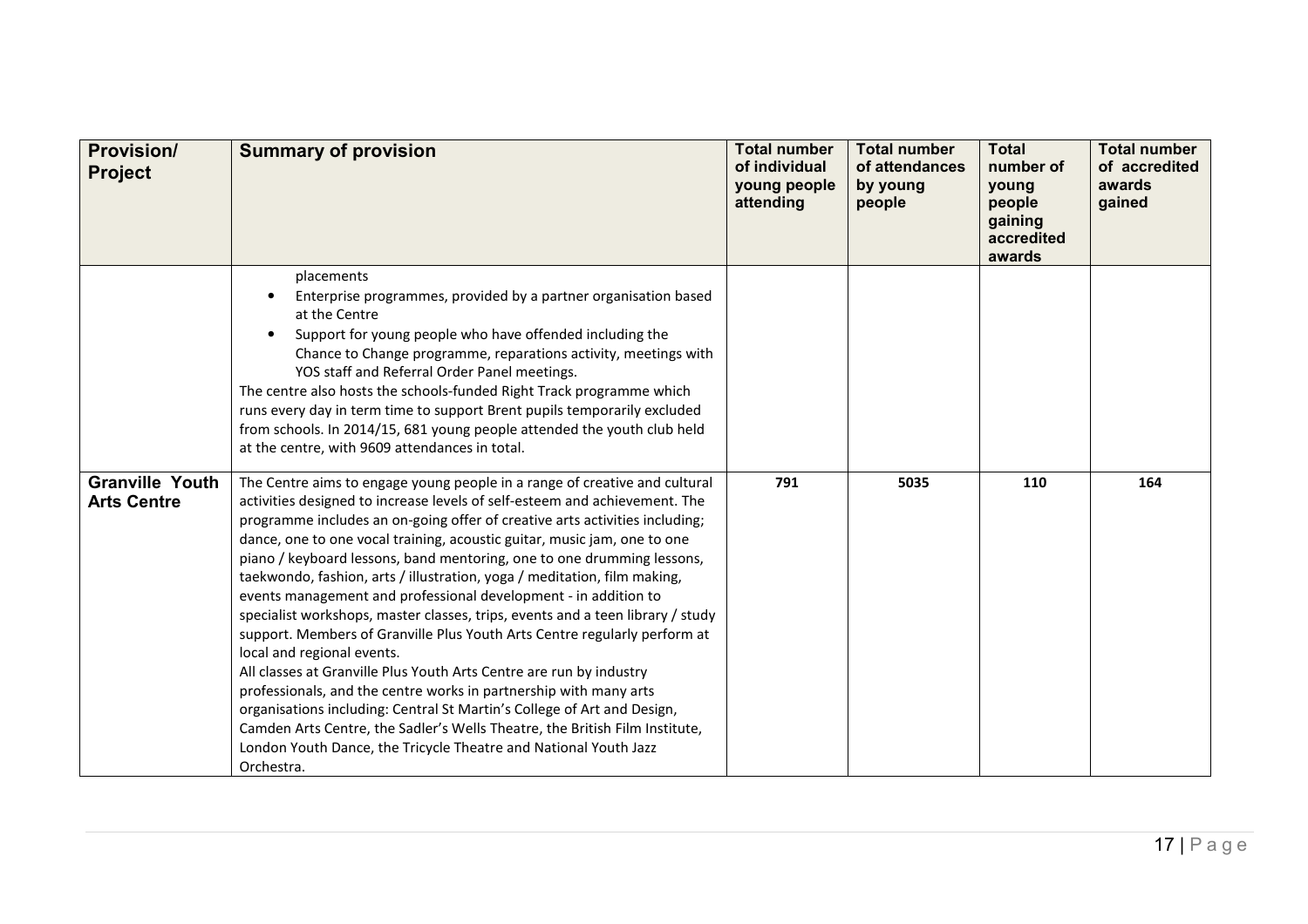| Provision/ Project | Summary of provision | Total number of individual young people attending | Total number of attendances by young people | Total number of young people gaining accredited awards | Total number of accredited awards gained |
|---|---|---|---|---|---|
| | placements<br>• Enterprise programmes, provided by a partner organisation based at the Centre<br>• Support for young people who have offended including the Chance to Change programme, reparations activity, meetings with YOS staff and Referral Order Panel meetings.<br>The centre also hosts the schools-funded Right Track programme which runs every day in term time to support Brent pupils temporarily excluded from schools. In 2014/15, 681 young people attended the youth club held at the centre, with 9609 attendances in total. | | | | |
| **Granville Youth Arts Centre** | The Centre aims to engage young people in a range of creative and cultural activities designed to increase levels of self-esteem and achievement. The programme includes an on-going offer of creative arts activities including; dance, one to one vocal training, acoustic guitar, music jam, one to one piano / keyboard lessons, band mentoring, one to one drumming lessons, taekwondo, fashion, arts / illustration, yoga / meditation, film making, events management and professional development - in addition to specialist workshops, master classes, trips, events and a teen library / study support. Members of Granville Plus Youth Arts Centre regularly perform at local and regional events.<br>All classes at Granville Plus Youth Arts Centre are run by industry professionals, and the centre works in partnership with many arts organisations including: Central St Martin's College of Art and Design, Camden Arts Centre, the Sadler's Wells Theatre, the British Film Institute, London Youth Dance, the Tricycle Theatre and National Youth Jazz Orchestra. | **791** | **5035** | **110** | **164** |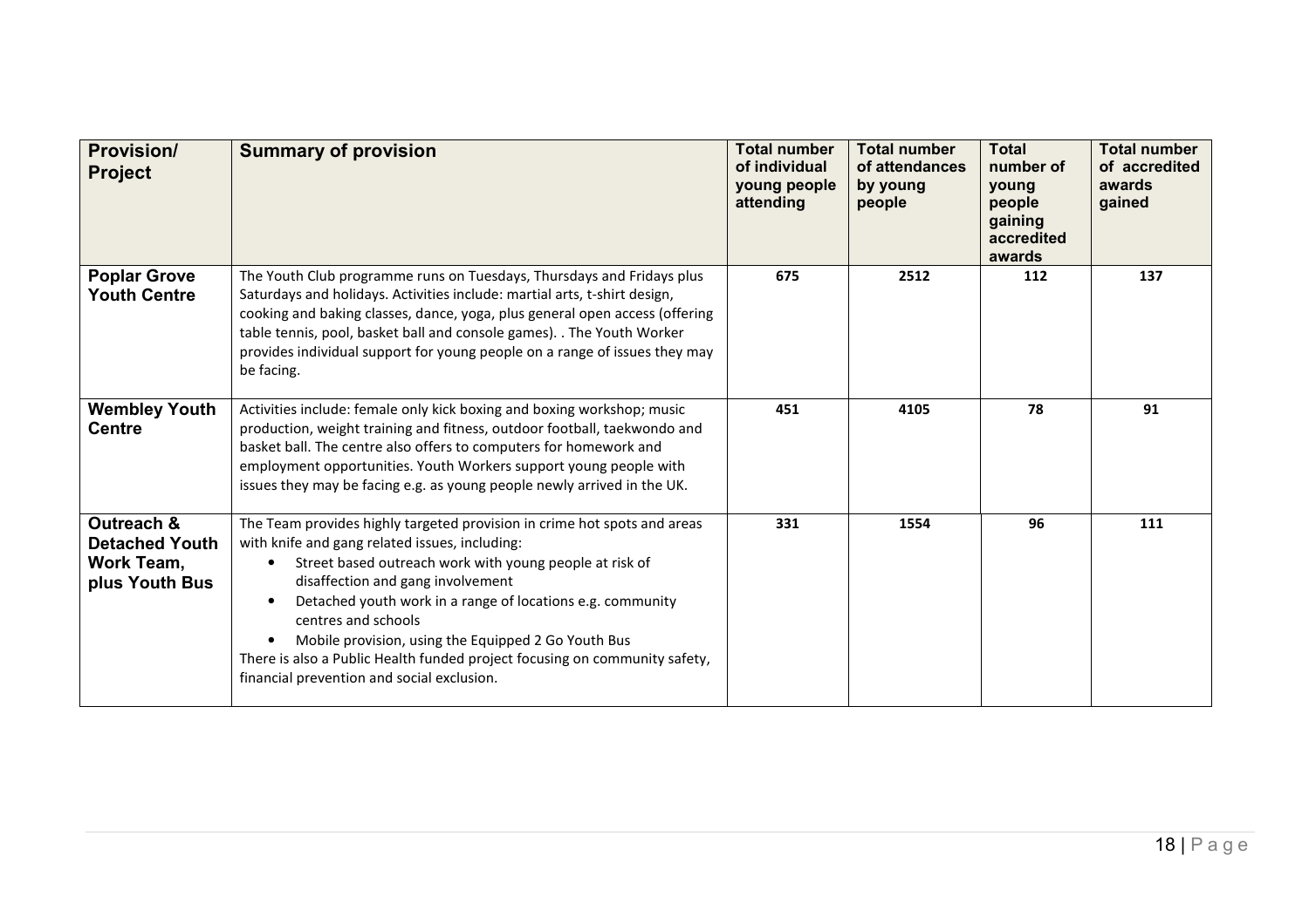| Provision/ Project | Summary of provision | Total number of individual young people attending | Total number of attendances by young people | Total number of young people gaining accredited awards | Total number of accredited awards gained |
|---|---|---|---|---|---|
| **Poplar Grove Youth Centre** | The Youth Club programme runs on Tuesdays, Thursdays and Fridays plus Saturdays and holidays. Activities include: martial arts, t-shirt design, cooking and baking classes, dance, yoga, plus general open access (offering table tennis, pool, basket ball and console games). . The Youth Worker provides individual support for young people on a range of issues they may be facing. | **675** | **2512** | **112** | **137** |
| **Wembley Youth Centre** | Activities include: female only kick boxing and boxing workshop; music production, weight training and fitness, outdoor football, taekwondo and basket ball. The centre also offers to computers for homework and employment opportunities. Youth Workers support young people with issues they may be facing e.g. as young people newly arrived in the UK. | **451** | **4105** | **78** | **91** |
| **Outreach & Detached Youth Work Team, plus Youth Bus** | The Team provides highly targeted provision in crime hot spots and areas with knife and gang related issues, including:<br>• Street based outreach work with young people at risk of disaffection and gang involvement<br>• Detached youth work in a range of locations e.g. community centres and schools<br>• Mobile provision, using the Equipped 2 Go Youth Bus<br>There is also a Public Health funded project focusing on community safety, financial prevention and social exclusion. | **331** | **1554** | **96** | **111** |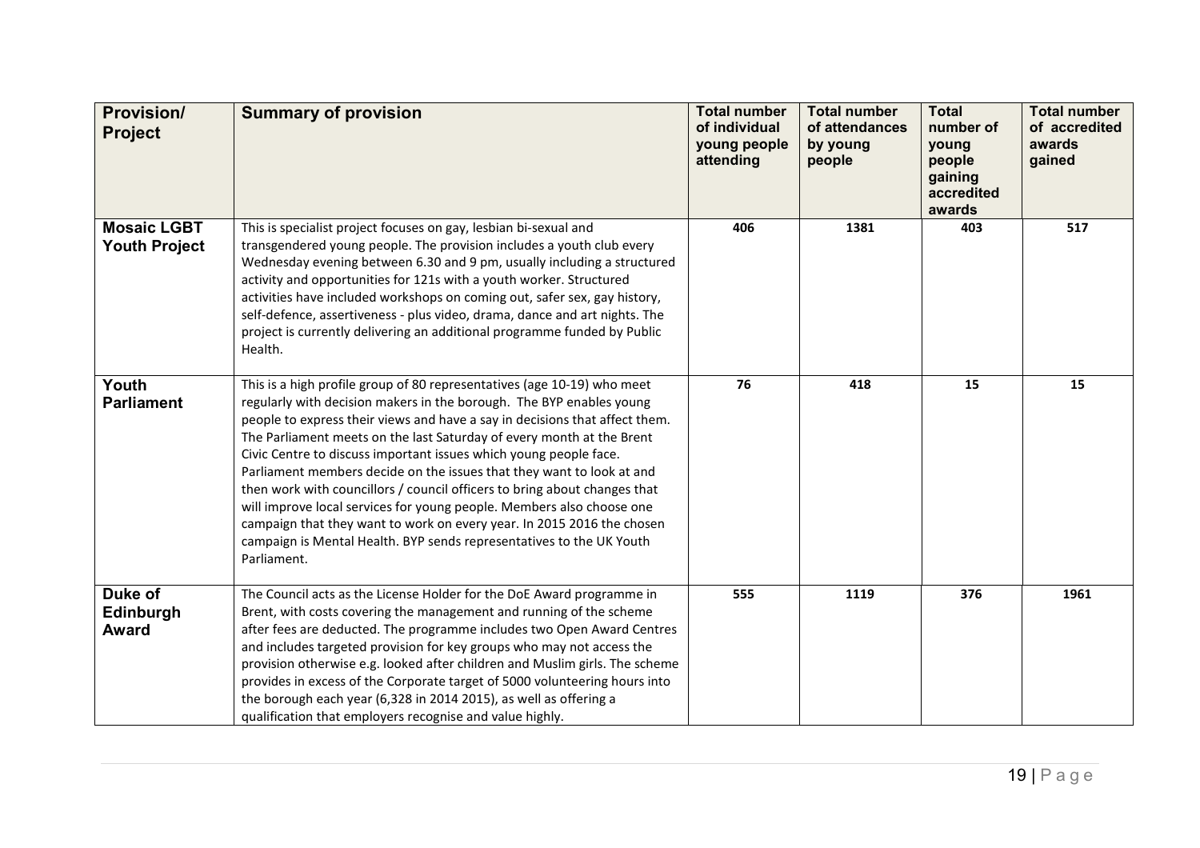| Provision/ Project | Summary of provision | Total number of individual young people attending | Total number of attendances by young people | Total number of young people gaining accredited awards | Total number of accredited awards gained |
|---|---|---|---|---|---|
| **Mosaic LGBT Youth Project** | This is specialist project focuses on gay, lesbian bi-sexual and transgendered young people. The provision includes a youth club every Wednesday evening between 6.30 and 9 pm, usually including a structured activity and opportunities for 121s with a youth worker. Structured activities have included workshops on coming out, safer sex, gay history, self-defence, assertiveness - plus video, drama, dance and art nights. The project is currently delivering an additional programme funded by Public Health. | 406 | 1381 | 403 | 517 |
| **Youth Parliament** | This is a high profile group of 80 representatives (age 10-19) who meet regularly with decision makers in the borough. The BYP enables young people to express their views and have a say in decisions that affect them. The Parliament meets on the last Saturday of every month at the Brent Civic Centre to discuss important issues which young people face. Parliament members decide on the issues that they want to look at and then work with councillors / council officers to bring about changes that will improve local services for young people. Members also choose one campaign that they want to work on every year. In 2015 2016 the chosen campaign is Mental Health. BYP sends representatives to the UK Youth Parliament. | 76 | 418 | 15 | 15 |
| **Duke of Edinburgh Award** | The Council acts as the License Holder for the DoE Award programme in Brent, with costs covering the management and running of the scheme after fees are deducted. The programme includes two Open Award Centres and includes targeted provision for key groups who may not access the provision otherwise e.g. looked after children and Muslim girls. The scheme provides in excess of the Corporate target of 5000 volunteering hours into the borough each year (6,328 in 2014 2015), as well as offering a qualification that employers recognise and value highly. | 555 | 1119 | 376 | 1961 |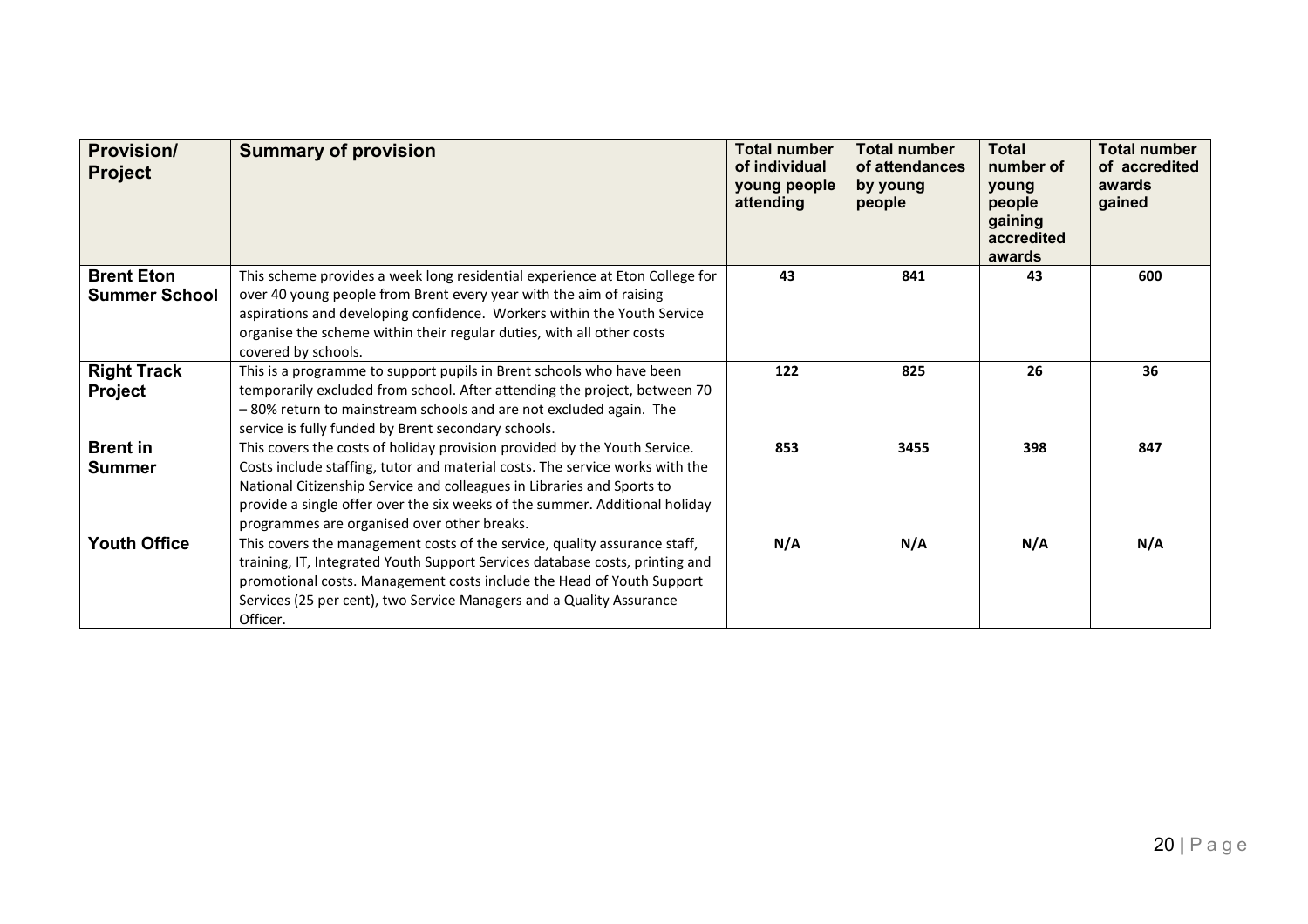| Provision/ Project | Summary of provision | Total number of individual young people attending | Total number of attendances by young people | Total number of young people gaining accredited awards | Total number of accredited awards gained |
| --- | --- | --- | --- | --- | --- |
| **Brent Eton Summer School** | This scheme provides a week long residential experience at Eton College for over 40 young people from Brent every year with the aim of raising aspirations and developing confidence. Workers within the Youth Service organise the scheme within their regular duties, with all other costs covered by schools. | **43** | **841** | **43** | **600** |
| **Right Track Project** | This is a programme to support pupils in Brent schools who have been temporarily excluded from school. After attending the project, between 70 – 80% return to mainstream schools and are not excluded again. The service is fully funded by Brent secondary schools. | **122** | **825** | **26** | **36** |
| **Brent in Summer** | This covers the costs of holiday provision provided by the Youth Service. Costs include staffing, tutor and material costs. The service works with the National Citizenship Service and colleagues in Libraries and Sports to provide a single offer over the six weeks of the summer. Additional holiday programmes are organised over other breaks. | **853** | **3455** | **398** | **847** |
| **Youth Office** | This covers the management costs of the service, quality assurance staff, training, IT, Integrated Youth Support Services database costs, printing and promotional costs. Management costs include the Head of Youth Support Services (25 per cent), two Service Managers and a Quality Assurance Officer. | **N/A** | **N/A** | **N/A** | **N/A** |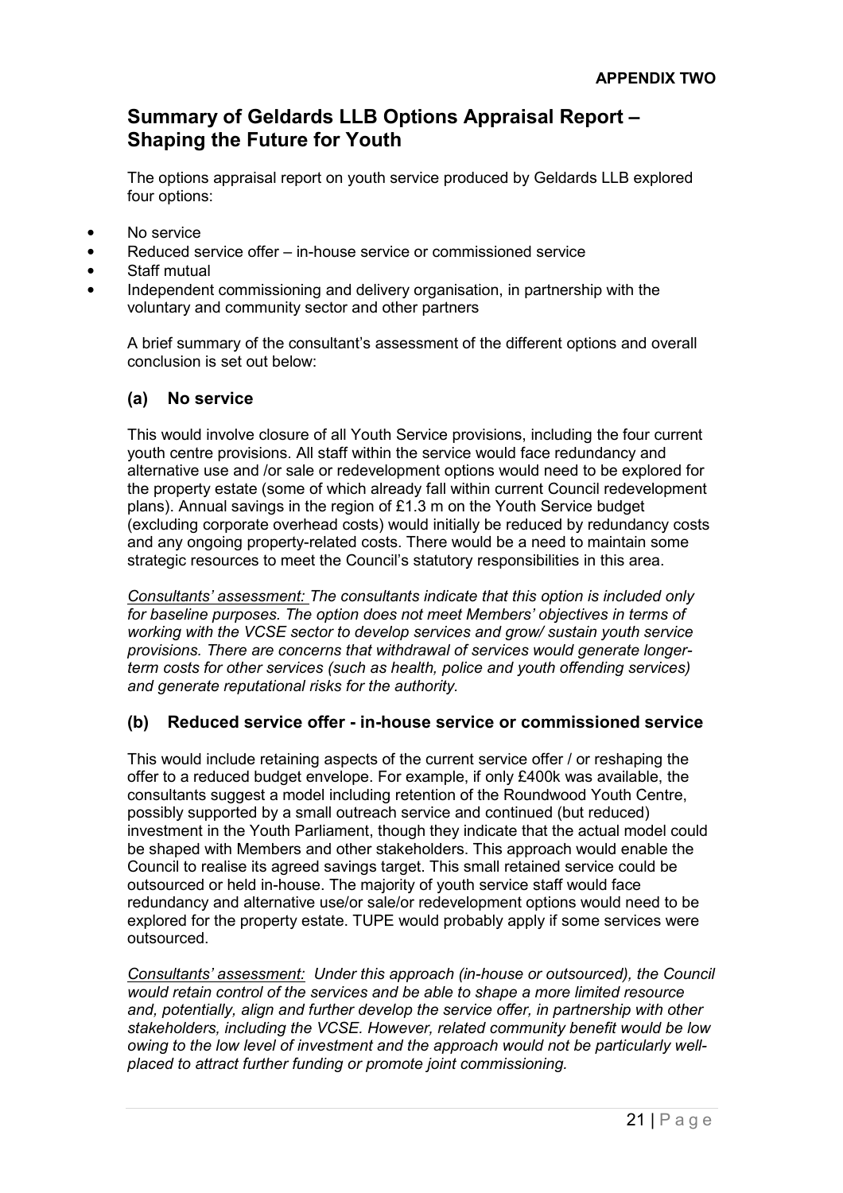**APPENDIX TWO**

# Summary of Geldards LLB Options Appraisal Report – Shaping the Future for Youth

The options appraisal report on youth service produced by Geldards LLB explored four options:

- No service
- Reduced service offer – in-house service or commissioned service
- Staff mutual
- Independent commissioning and delivery organisation, in partnership with the voluntary and community sector and other partners

A brief summary of the consultant's assessment of the different options and overall conclusion is set out below:

## (a) No service

This would involve closure of all Youth Service provisions, including the four current youth centre provisions. All staff within the service would face redundancy and alternative use and /or sale or redevelopment options would need to be explored for the property estate (some of which already fall within current Council redevelopment plans). Annual savings in the region of £1.3 m on the Youth Service budget (excluding corporate overhead costs) would initially be reduced by redundancy costs and any ongoing property-related costs. There would be a need to maintain some strategic resources to meet the Council's statutory responsibilities in this area.

*<u>Consultants' assessment:</u> The consultants indicate that this option is included only for baseline purposes. The option does not meet Members' objectives in terms of working with the VCSE sector to develop services and grow/ sustain youth service provisions. There are concerns that withdrawal of services would generate longer-term costs for other services (such as health, police and youth offending services) and generate reputational risks for the authority.*

## (b) Reduced service offer - in-house service or commissioned service

This would include retaining aspects of the current service offer / or reshaping the offer to a reduced budget envelope. For example, if only £400k was available, the consultants suggest a model including retention of the Roundwood Youth Centre, possibly supported by a small outreach service and continued (but reduced) investment in the Youth Parliament, though they indicate that the actual model could be shaped with Members and other stakeholders. This approach would enable the Council to realise its agreed savings target. This small retained service could be outsourced or held in-house. The majority of youth service staff would face redundancy and alternative use/or sale/or redevelopment options would need to be explored for the property estate. TUPE would probably apply if some services were outsourced.

*<u>Consultants' assessment:</u> Under this approach (in-house or outsourced), the Council would retain control of the services and be able to shape a more limited resource and, potentially, align and further develop the service offer, in partnership with other stakeholders, including the VCSE. However, related community benefit would be low owing to the low level of investment and the approach would not be particularly well-placed to attract further funding or promote joint commissioning.*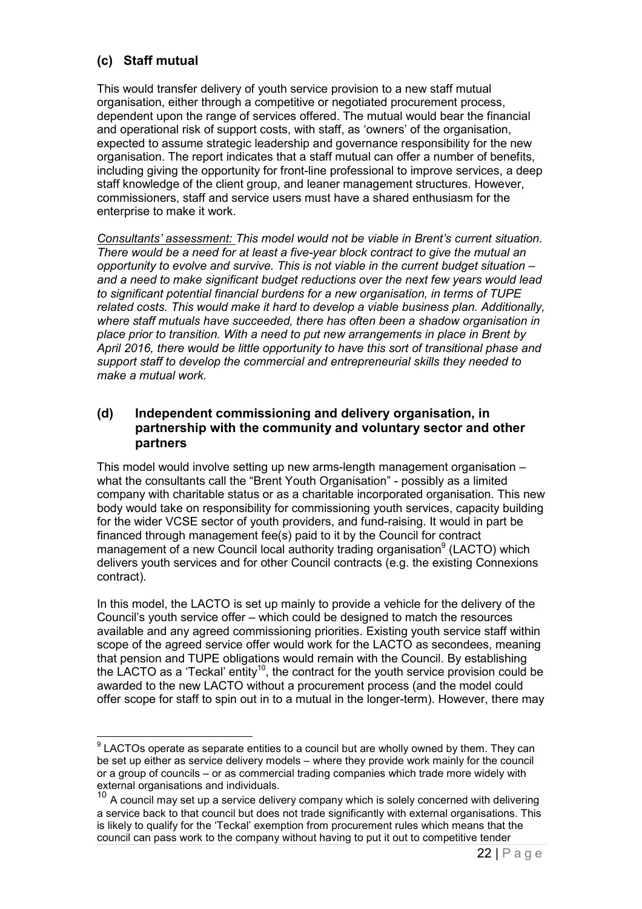## (c) Staff mutual

This would transfer delivery of youth service provision to a new staff mutual organisation, either through a competitive or negotiated procurement process, dependent upon the range of services offered. The mutual would bear the financial and operational risk of support costs, with staff, as 'owners' of the organisation, expected to assume strategic leadership and governance responsibility for the new organisation. The report indicates that a staff mutual can offer a number of benefits, including giving the opportunity for front-line professional to improve services, a deep staff knowledge of the client group, and leaner management structures. However, commissioners, staff and service users must have a shared enthusiasm for the enterprise to make it work.

*Consultants' assessment: This model would not be viable in Brent's current situation. There would be a need for at least a five-year block contract to give the mutual an opportunity to evolve and survive. This is not viable in the current budget situation – and a need to make significant budget reductions over the next few years would lead to significant potential financial burdens for a new organisation, in terms of TUPE related costs. This would make it hard to develop a viable business plan. Additionally, where staff mutuals have succeeded, there has often been a shadow organisation in place prior to transition. With a need to put new arrangements in place in Brent by April 2016, there would be little opportunity to have this sort of transitional phase and support staff to develop the commercial and entrepreneurial skills they needed to make a mutual work.*

## (d) Independent commissioning and delivery organisation, in partnership with the community and voluntary sector and other partners

This model would involve setting up new arms-length management organisation – what the consultants call the "Brent Youth Organisation" - possibly as a limited company with charitable status or as a charitable incorporated organisation. This new body would take on responsibility for commissioning youth services, capacity building for the wider VCSE sector of youth providers, and fund-raising. It would in part be financed through management fee(s) paid to it by the Council for contract management of a new Council local authority trading organisation[9] (LACTO) which delivers youth services and for other Council contracts (e.g. the existing Connexions contract).

In this model, the LACTO is set up mainly to provide a vehicle for the delivery of the Council's youth service offer – which could be designed to match the resources available and any agreed commissioning priorities. Existing youth service staff within scope of the agreed service offer would work for the LACTO as secondees, meaning that pension and TUPE obligations would remain with the Council. By establishing the LACTO as a 'Teckal' entity[10], the contract for the youth service provision could be awarded to the new LACTO without a procurement process (and the model could offer scope for staff to spin out in to a mutual in the longer-term). However, there may

---

[9] LACTOs operate as separate entities to a council but are wholly owned by them. They can be set up either as service delivery models – where they provide work mainly for the council or a group of councils – or as commercial trading companies which trade more widely with external organisations and individuals.

[10] A council may set up a service delivery company which is solely concerned with delivering a service back to that council but does not trade significantly with external organisations. This is likely to qualify for the 'Teckal' exemption from procurement rules which means that the council can pass work to the company without having to put it out to competitive tender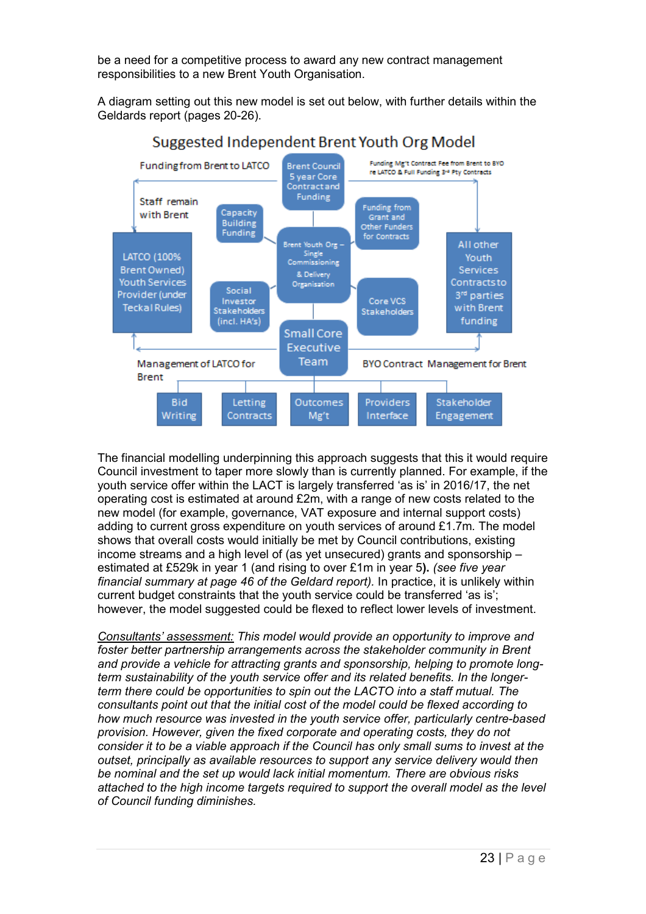be a need for a competitive process to award any new contract management responsibilities to a new Brent Youth Organisation.

A diagram setting out this new model is set out below, with further details within the Geldards report (pages 20-26).

Suggested Independent Brent Youth Org Model

Funding from Brent to LATCO

Brent Council 5 year Core Contract and Funding

Funding Mg't Contract Fee from Brent to BYO re LATCO & Full Funding 3rd Pty Contracts

Staff remain with Brent

Capacity Building Funding

Funding from Grant and Other Funders for Contracts

LATCO (100% Brent Owned) Youth Services Provider (under Teckal Rules)

Brent Youth Org – Single Commissioning & Delivery Organisation

All other Youth Services Contracts to 3rd parties with Brent funding

Social Investor Stakeholders (incl. HA's)

Core VCS Stakeholders

Small Core Executive Team

Management of LATCO for Brent

BYO Contract Management for Brent

Bid Writing

Letting Contracts

Outcomes Mg't

Providers Interface

Stakeholder Engagement

The financial modelling underpinning this approach suggests that this it would require Council investment to taper more slowly than is currently planned. For example, if the youth service offer within the LACT is largely transferred 'as is' in 2016/17, the net operating cost is estimated at around £2m, with a range of new costs related to the new model (for example, governance, VAT exposure and internal support costs) adding to current gross expenditure on youth services of around £1.7m. The model shows that overall costs would initially be met by Council contributions, existing income streams and a high level of (as yet unsecured) grants and sponsorship – estimated at £529k in year 1 (and rising to over £1m in year 5**).** *(see five year financial summary at page 46 of the Geldard report).* In practice, it is unlikely within current budget constraints that the youth service could be transferred 'as is'; however, the model suggested could be flexed to reflect lower levels of investment.

*<u>Consultants' assessment:</u> This model would provide an opportunity to improve and foster better partnership arrangements across the stakeholder community in Brent and provide a vehicle for attracting grants and sponsorship, helping to promote long-term sustainability of the youth service offer and its related benefits. In the longer-term there could be opportunities to spin out the LACTO into a staff mutual. The consultants point out that the initial cost of the model could be flexed according to how much resource was invested in the youth service offer, particularly centre-based provision. However, given the fixed corporate and operating costs, they do not consider it to be a viable approach if the Council has only small sums to invest at the outset, principally as available resources to support any service delivery would then be nominal and the set up would lack initial momentum. There are obvious risks attached to the high income targets required to support the overall model as the level of Council funding diminishes.*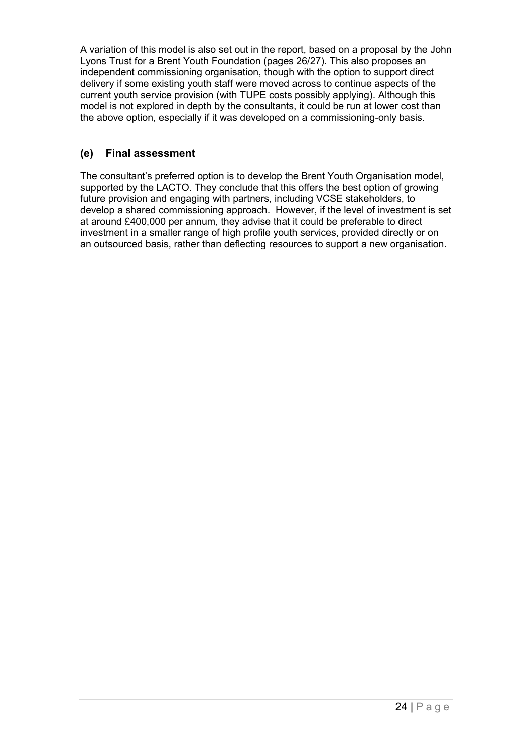A variation of this model is also set out in the report, based on a proposal by the John Lyons Trust for a Brent Youth Foundation (pages 26/27). This also proposes an independent commissioning organisation, though with the option to support direct delivery if some existing youth staff were moved across to continue aspects of the current youth service provision (with TUPE costs possibly applying). Although this model is not explored in depth by the consultants, it could be run at lower cost than the above option, especially if it was developed on a commissioning-only basis.

### (e) Final assessment

The consultant's preferred option is to develop the Brent Youth Organisation model, supported by the LACTO. They conclude that this offers the best option of growing future provision and engaging with partners, including VCSE stakeholders, to develop a shared commissioning approach. However, if the level of investment is set at around £400,000 per annum, they advise that it could be preferable to direct investment in a smaller range of high profile youth services, provided directly or on an outsourced basis, rather than deflecting resources to support a new organisation.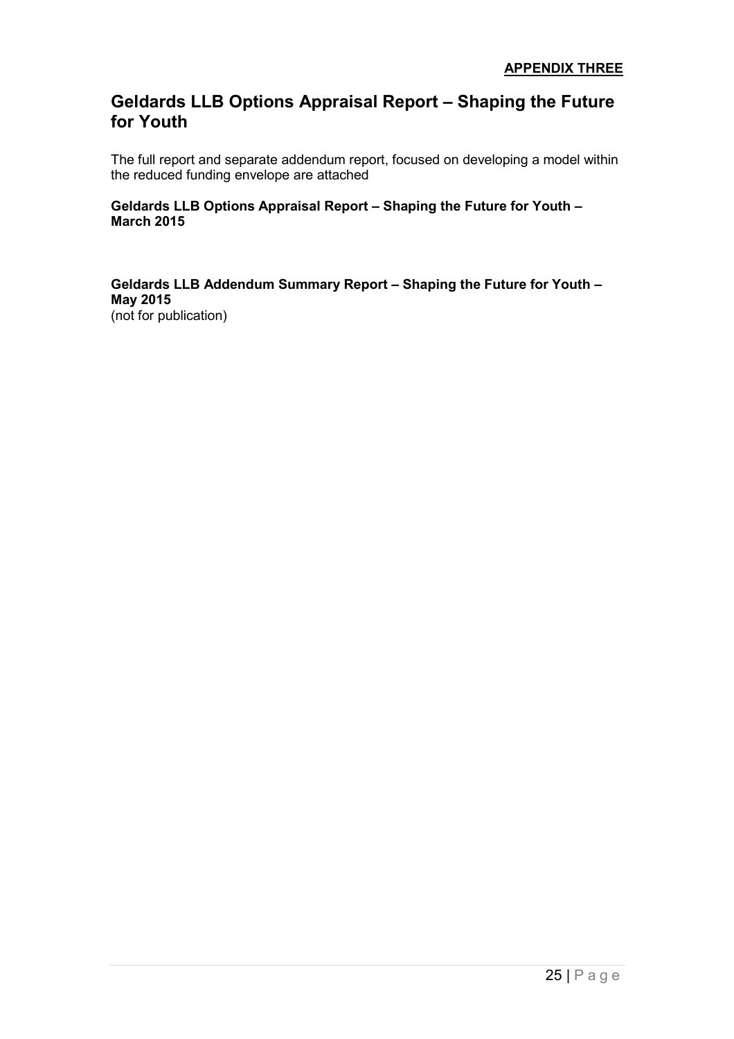**APPENDIX THREE**

## Geldards LLB Options Appraisal Report – Shaping the Future for Youth

The full report and separate addendum report, focused on developing a model within the reduced funding envelope are attached

**Geldards LLB Options Appraisal Report – Shaping the Future for Youth – March 2015**

**Geldards LLB Addendum Summary Report – Shaping the Future for Youth – May 2015**
(not for publication)